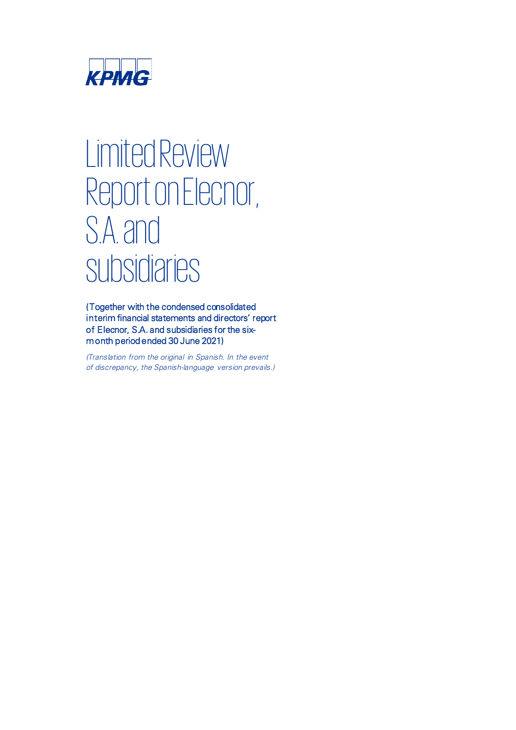KPMG

# Limited Review Report on Elecnor, S.A. and subsidiaries

(Together with the condensed consolidated interim financial statements and directors' report of Elecnor, S.A. and subsidiaries for the six-month period ended 30 June 2021)

*(Translation from the original in Spanish. In the event of discrepancy, the Spanish-language version prevails.)*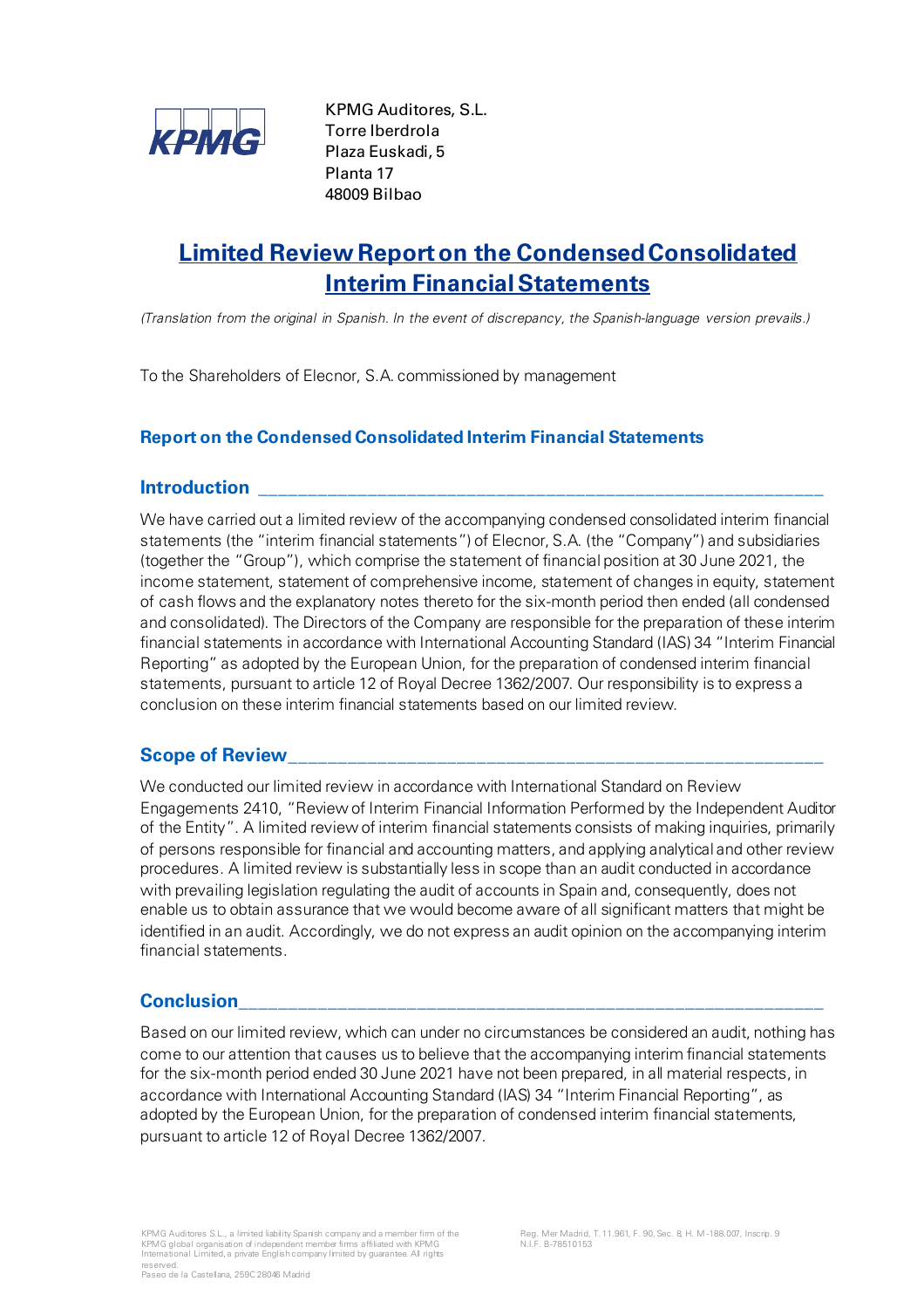KPMG Auditores, S.L.
Torre Iberdrola
Plaza Euskadi, 5
Planta 17
48009 Bilbao

# Limited Review Report on the Condensed Consolidated Interim Financial Statements

*(Translation from the original in Spanish. In the event of discrepancy, the Spanish-language version prevails.)*

To the Shareholders of Elecnor, S.A. commissioned by management

## Report on the Condensed Consolidated Interim Financial Statements

### Introduction

We have carried out a limited review of the accompanying condensed consolidated interim financial statements (the "interim financial statements") of Elecnor, S.A. (the "Company") and subsidiaries (together the "Group"), which comprise the statement of financial position at 30 June 2021, the income statement, statement of comprehensive income, statement of changes in equity, statement of cash flows and the explanatory notes thereto for the six-month period then ended (all condensed and consolidated). The Directors of the Company are responsible for the preparation of these interim financial statements in accordance with International Accounting Standard (IAS) 34 "Interim Financial Reporting" as adopted by the European Union, for the preparation of condensed interim financial statements, pursuant to article 12 of Royal Decree 1362/2007. Our responsibility is to express a conclusion on these interim financial statements based on our limited review.

### Scope of Review

We conducted our limited review in accordance with International Standard on Review Engagements 2410, "Review of Interim Financial Information Performed by the Independent Auditor of the Entity". A limited review of interim financial statements consists of making inquiries, primarily of persons responsible for financial and accounting matters, and applying analytical and other review procedures. A limited review is substantially less in scope than an audit conducted in accordance with prevailing legislation regulating the audit of accounts in Spain and, consequently, does not enable us to obtain assurance that we would become aware of all significant matters that might be identified in an audit. Accordingly, we do not express an audit opinion on the accompanying interim financial statements.

### Conclusion

Based on our limited review, which can under no circumstances be considered an audit, nothing has come to our attention that causes us to believe that the accompanying interim financial statements for the six-month period ended 30 June 2021 have not been prepared, in all material respects, in accordance with International Accounting Standard (IAS) 34 "Interim Financial Reporting", as adopted by the European Union, for the preparation of condensed interim financial statements, pursuant to article 12 of Royal Decree 1362/2007.

KPMG Auditores S.L., a limited liability Spanish company and a member firm of the KPMG global organisation of independent member firms affiliated with KPMG International Limited, a private English company limited by guarantee. All rights reserved.
Paseo de la Castellana, 259C 28046 Madrid

Reg. Mer Madrid, T. 11.961, F. 90, Sec. 8, H. M -188.007, Inscrip. 9
N.I.F. B-78510153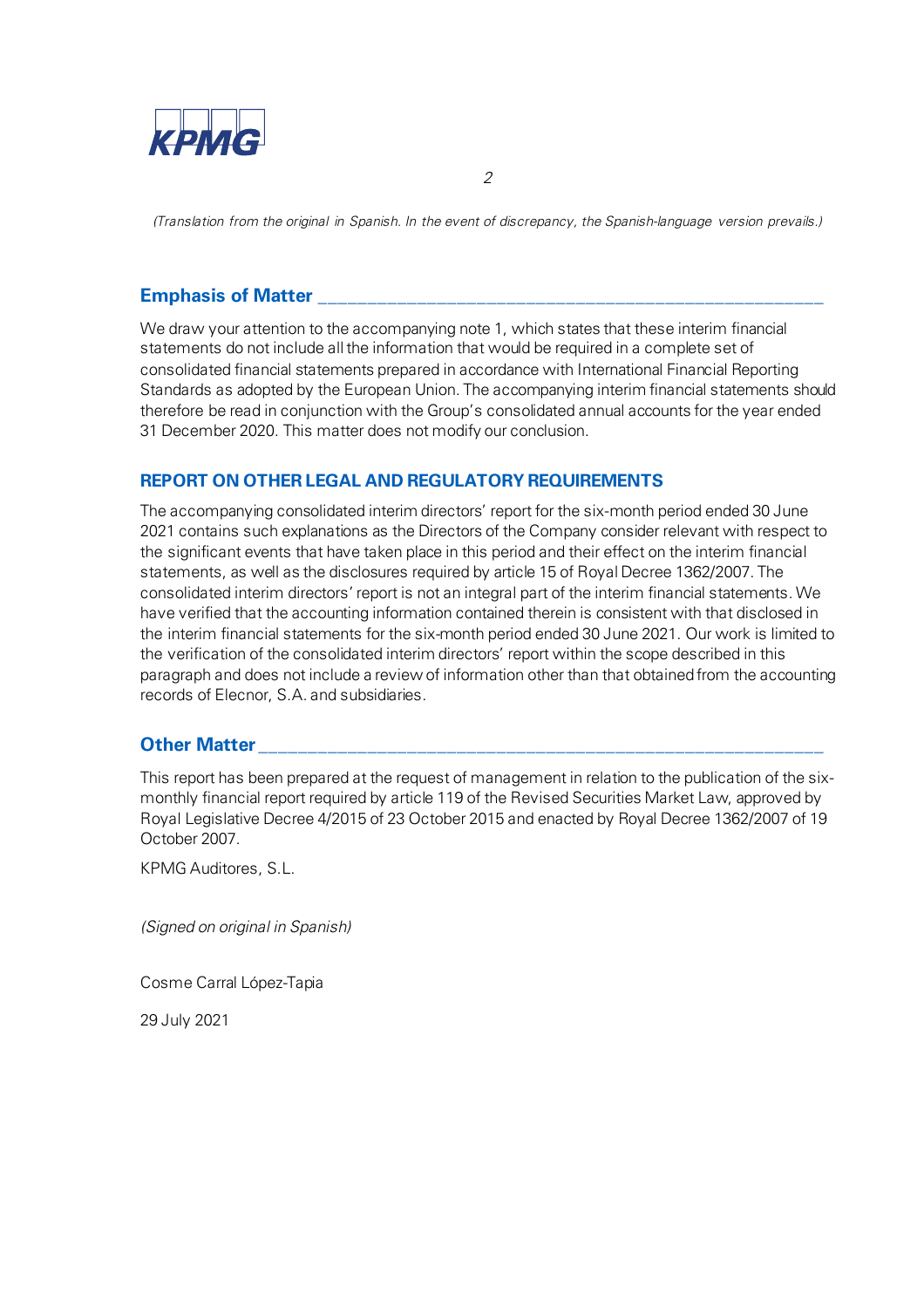*(Translation from the original in Spanish. In the event of discrepancy, the Spanish-language version prevails.)*

## Emphasis of Matter

We draw your attention to the accompanying note 1, which states that these interim financial statements do not include all the information that would be required in a complete set of consolidated financial statements prepared in accordance with International Financial Reporting Standards as adopted by the European Union. The accompanying interim financial statements should therefore be read in conjunction with the Group's consolidated annual accounts for the year ended 31 December 2020. This matter does not modify our conclusion.

## REPORT ON OTHER LEGAL AND REGULATORY REQUIREMENTS

The accompanying consolidated interim directors' report for the six-month period ended 30 June 2021 contains such explanations as the Directors of the Company consider relevant with respect to the significant events that have taken place in this period and their effect on the interim financial statements, as well as the disclosures required by article 15 of Royal Decree 1362/2007. The consolidated interim directors' report is not an integral part of the interim financial statements. We have verified that the accounting information contained therein is consistent with that disclosed in the interim financial statements for the six-month period ended 30 June 2021. Our work is limited to the verification of the consolidated interim directors' report within the scope described in this paragraph and does not include a review of information other than that obtained from the accounting records of Elecnor, S.A. and subsidiaries.

## Other Matter

This report has been prepared at the request of management in relation to the publication of the six-monthly financial report required by article 119 of the Revised Securities Market Law, approved by Royal Legislative Decree 4/2015 of 23 October 2015 and enacted by Royal Decree 1362/2007 of 19 October 2007.

KPMG Auditores, S.L.

*(Signed on original in Spanish)*

Cosme Carral López-Tapia

29 July 2021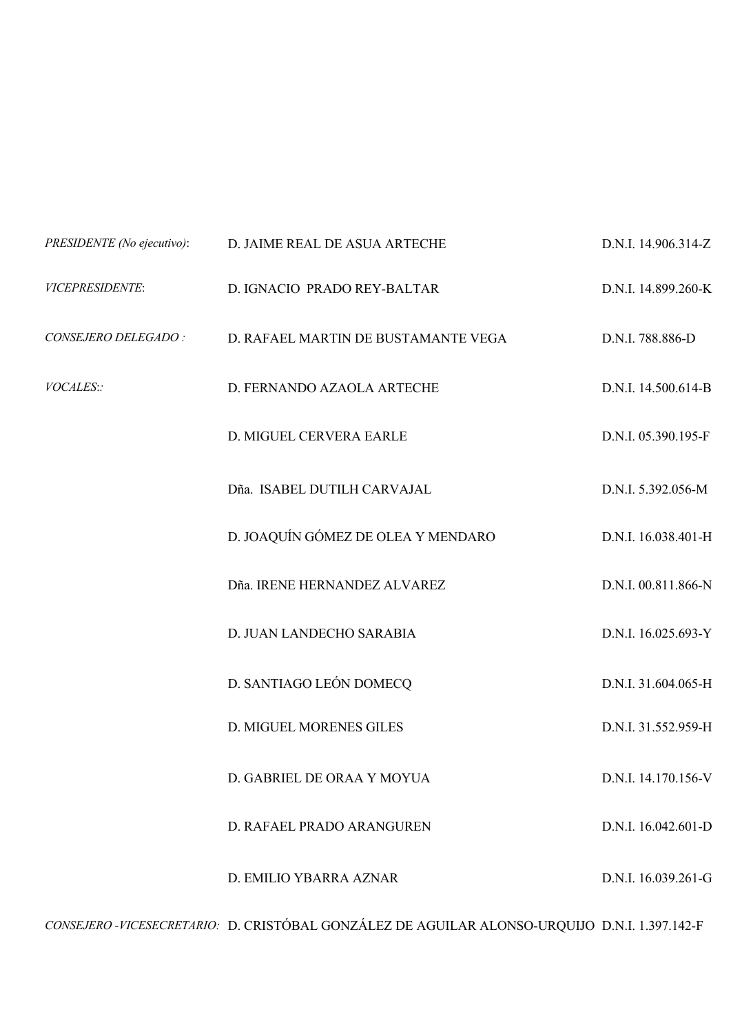| | | |
|---|---|---|
| *PRESIDENTE (No ejecutivo)*: | D. JAIME REAL DE ASUA ARTECHE | D.N.I. 14.906.314-Z |
| *VICEPRESIDENTE*: | D. IGNACIO PRADO REY-BALTAR | D.N.I. 14.899.260-K |
| *CONSEJERO DELEGADO :* | D. RAFAEL MARTIN DE BUSTAMANTE VEGA | D.N.I. 788.886-D |
| *VOCALES:*: | D. FERNANDO AZAOLA ARTECHE | D.N.I. 14.500.614-B |
| | D. MIGUEL CERVERA EARLE | D.N.I. 05.390.195-F |
| | Dña. ISABEL DUTILH CARVAJAL | D.N.I. 5.392.056-M |
| | D. JOAQUÍN GÓMEZ DE OLEA Y MENDARO | D.N.I. 16.038.401-H |
| | Dña. IRENE HERNANDEZ ALVAREZ | D.N.I. 00.811.866-N |
| | D. JUAN LANDECHO SARABIA | D.N.I. 16.025.693-Y |
| | D. SANTIAGO LEÓN DOMECQ | D.N.I. 31.604.065-H |
| | D. MIGUEL MORENES GILES | D.N.I. 31.552.959-H |
| | D. GABRIEL DE ORAA Y MOYUA | D.N.I. 14.170.156-V |
| | D. RAFAEL PRADO ARANGUREN | D.N.I. 16.042.601-D |
| | D. EMILIO YBARRA AZNAR | D.N.I. 16.039.261-G |
| *CONSEJERO -VICESECRETARIO:* | D. CRISTÓBAL GONZÁLEZ DE AGUILAR ALONSO-URQUIJO | D.N.I. 1.397.142-F |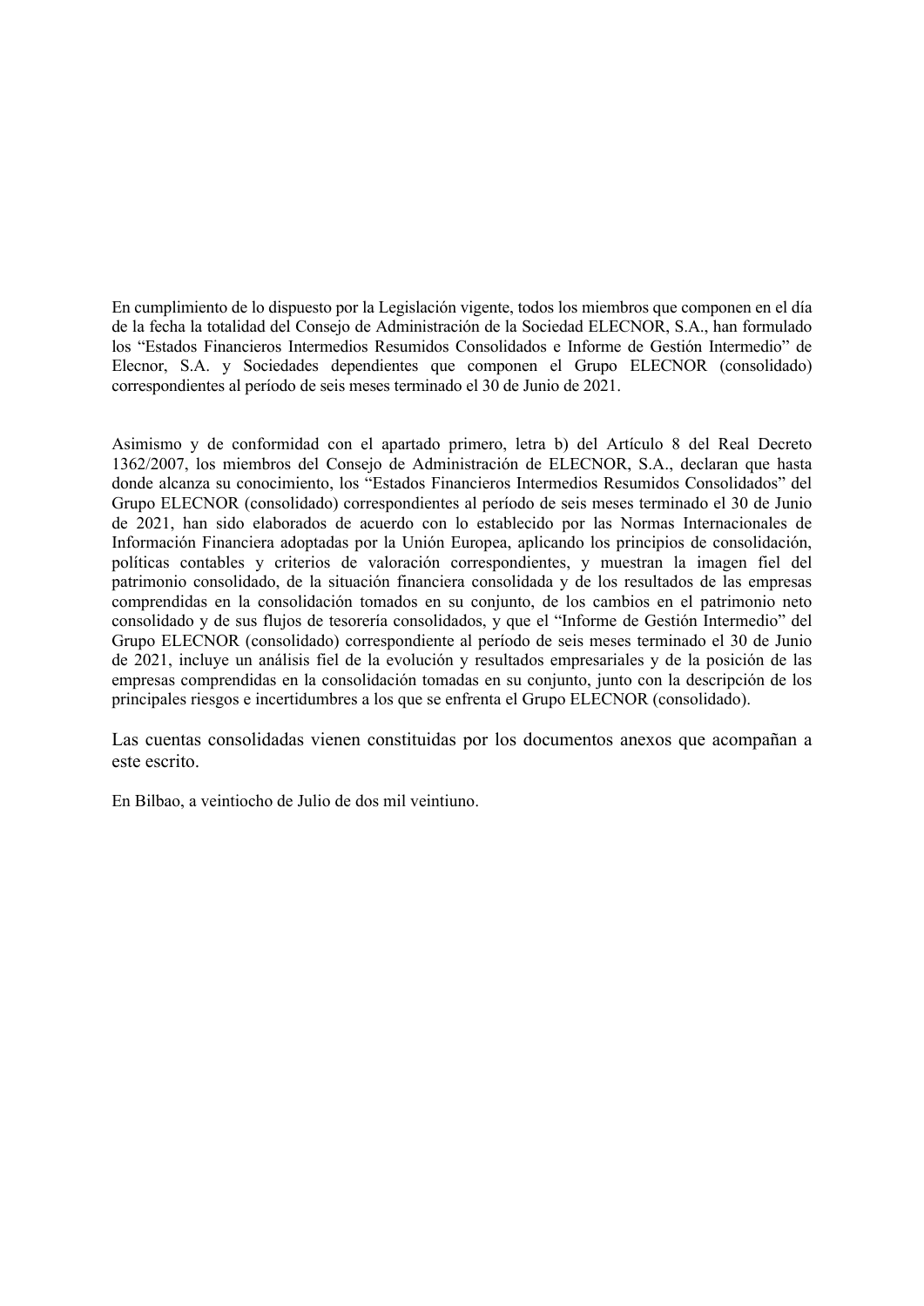En cumplimiento de lo dispuesto por la Legislación vigente, todos los miembros que componen en el día de la fecha la totalidad del Consejo de Administración de la Sociedad ELECNOR, S.A., han formulado los "Estados Financieros Intermedios Resumidos Consolidados e Informe de Gestión Intermedio" de Elecnor, S.A. y Sociedades dependientes que componen el Grupo ELECNOR (consolidado) correspondientes al período de seis meses terminado el 30 de Junio de 2021.

Asimismo y de conformidad con el apartado primero, letra b) del Artículo 8 del Real Decreto 1362/2007, los miembros del Consejo de Administración de ELECNOR, S.A., declaran que hasta donde alcanza su conocimiento, los "Estados Financieros Intermedios Resumidos Consolidados" del Grupo ELECNOR (consolidado) correspondientes al período de seis meses terminado el 30 de Junio de 2021, han sido elaborados de acuerdo con lo establecido por las Normas Internacionales de Información Financiera adoptadas por la Unión Europea, aplicando los principios de consolidación, políticas contables y criterios de valoración correspondientes, y muestran la imagen fiel del patrimonio consolidado, de la situación financiera consolidada y de los resultados de las empresas comprendidas en la consolidación tomados en su conjunto, de los cambios en el patrimonio neto consolidado y de sus flujos de tesorería consolidados, y que el "Informe de Gestión Intermedio" del Grupo ELECNOR (consolidado) correspondiente al período de seis meses terminado el 30 de Junio de 2021, incluye un análisis fiel de la evolución y resultados empresariales y de la posición de las empresas comprendidas en la consolidación tomadas en su conjunto, junto con la descripción de los principales riesgos e incertidumbres a los que se enfrenta el Grupo ELECNOR (consolidado).

Las cuentas consolidadas vienen constituidas por los documentos anexos que acompañan a este escrito.

En Bilbao, a veintiocho de Julio de dos mil veintiuno.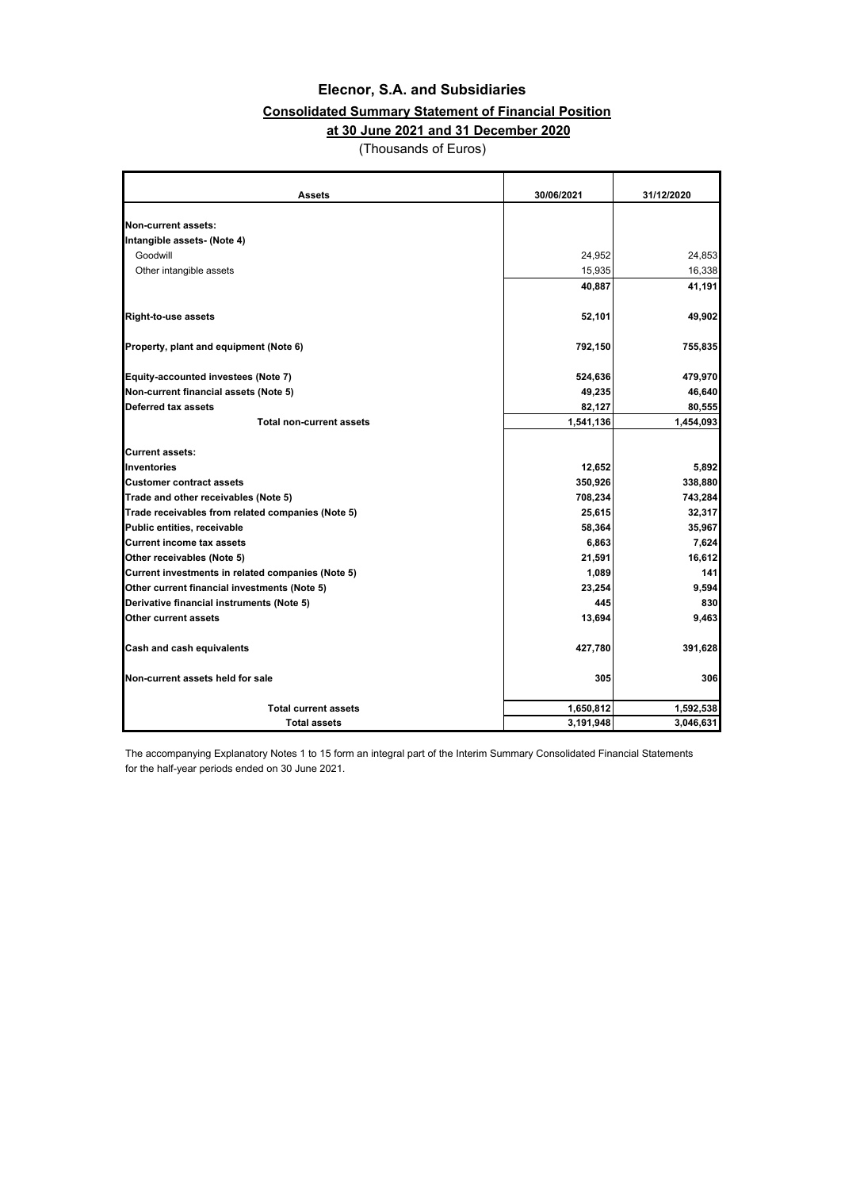# Elecnor, S.A. and Subsidiaries

## Consolidated Summary Statement of Financial Position

### at 30 June 2021 and 31 December 2020

(Thousands of Euros)

| Assets | 30/06/2021 | 31/12/2020 |
|---|---|---|
| **Non-current assets:** | | |
| **Intangible assets- (Note 4)** | | |
| Goodwill | 24,952 | 24,853 |
| Other intangible assets | 15,935 | 16,338 |
| | **40,887** | **41,191** |
| **Right-to-use assets** | **52,101** | **49,902** |
| **Property, plant and equipment (Note 6)** | **792,150** | **755,835** |
| **Equity-accounted investees (Note 7)** | **524,636** | **479,970** |
| **Non-current financial assets (Note 5)** | **49,235** | **46,640** |
| **Deferred tax assets** | **82,127** | **80,555** |
| **Total non-current assets** | **1,541,136** | **1,454,093** |
| **Current assets:** | | |
| **Inventories** | **12,652** | **5,892** |
| **Customer contract assets** | **350,926** | **338,880** |
| **Trade and other receivables (Note 5)** | **708,234** | **743,284** |
| **Trade receivables from related companies (Note 5)** | **25,615** | **32,317** |
| **Public entities, receivable** | **58,364** | **35,967** |
| **Current income tax assets** | **6,863** | **7,624** |
| **Other receivables (Note 5)** | **21,591** | **16,612** |
| **Current investments in related companies (Note 5)** | **1,089** | **141** |
| **Other current financial investments (Note 5)** | **23,254** | **9,594** |
| **Derivative financial instruments (Note 5)** | **445** | **830** |
| **Other current assets** | **13,694** | **9,463** |
| **Cash and cash equivalents** | **427,780** | **391,628** |
| **Non-current assets held for sale** | **305** | **306** |
| **Total current assets** | **1,650,812** | **1,592,538** |
| **Total assets** | **3,191,948** | **3,046,631** |

The accompanying Explanatory Notes 1 to 15 form an integral part of the Interim Summary Consolidated Financial Statements for the half-year periods ended on 30 June 2021.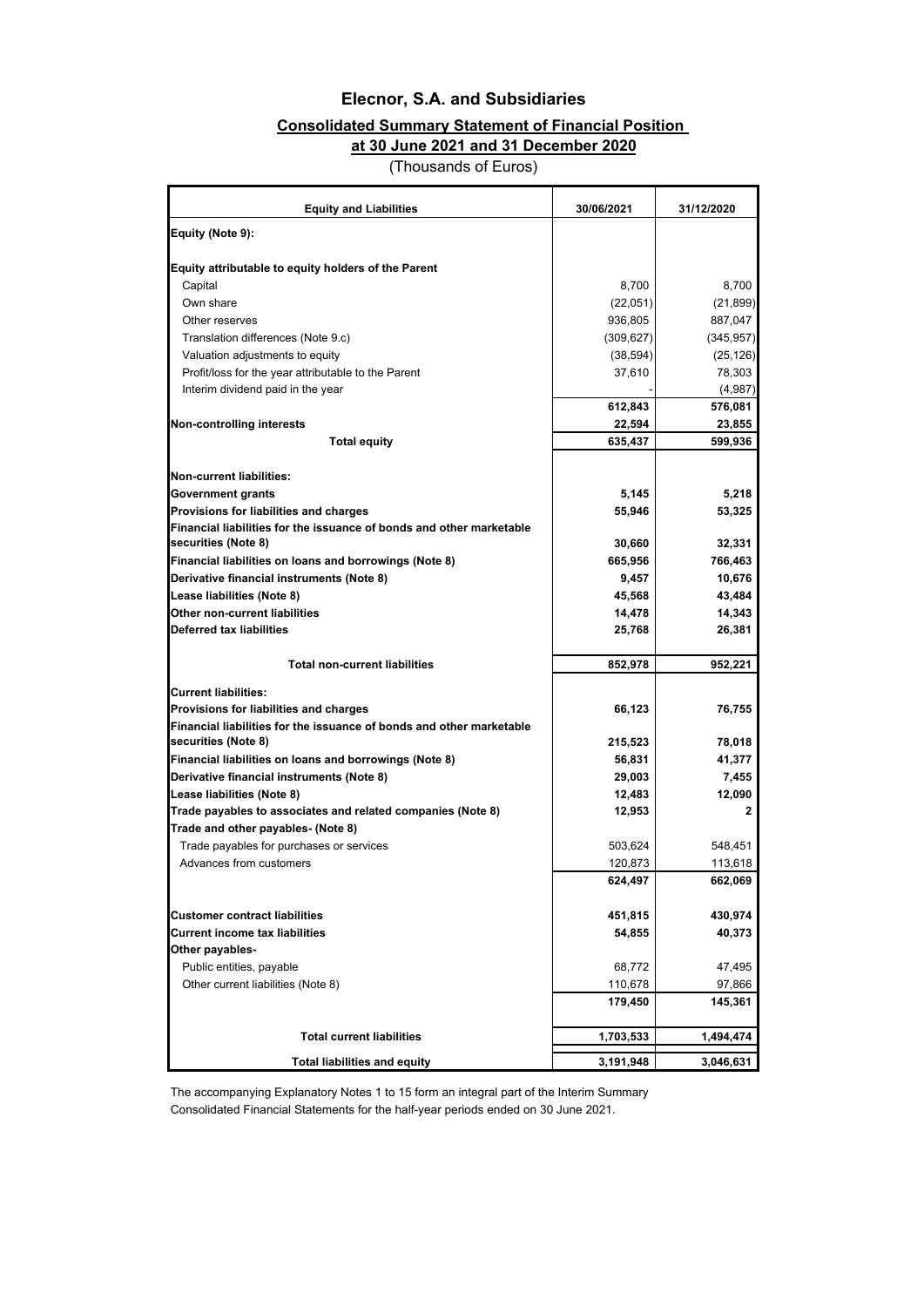# Elecnor, S.A. and Subsidiaries

## Consolidated Summary Statement of Financial Position at 30 June 2021 and 31 December 2020

(Thousands of Euros)

| Equity and Liabilities | 30/06/2021 | 31/12/2020 |
|---|---|---|
| **Equity (Note 9):** | | |
| **Equity attributable to equity holders of the Parent** | | |
| Capital | 8,700 | 8,700 |
| Own share | (22,051) | (21,899) |
| Other reserves | 936,805 | 887,047 |
| Translation differences (Note 9.c) | (309,627) | (345,957) |
| Valuation adjustments to equity | (38,594) | (25,126) |
| Profit/loss for the year attributable to the Parent | 37,610 | 78,303 |
| Interim dividend paid in the year | - | (4,987) |
| | **612,843** | **576,081** |
| **Non-controlling interests** | **22,594** | **23,855** |
| **Total equity** | **635,437** | **599,936** |
| **Non-current liabilities:** | | |
| **Government grants** | **5,145** | **5,218** |
| **Provisions for liabilities and charges** | **55,946** | **53,325** |
| **Financial liabilities for the issuance of bonds and other marketable securities (Note 8)** | **30,660** | **32,331** |
| **Financial liabilities on loans and borrowings (Note 8)** | **665,956** | **766,463** |
| **Derivative financial instruments (Note 8)** | **9,457** | **10,676** |
| **Lease liabilities (Note 8)** | **45,568** | **43,484** |
| **Other non-current liabilities** | **14,478** | **14,343** |
| **Deferred tax liabilities** | **25,768** | **26,381** |
| **Total non-current liabilities** | **852,978** | **952,221** |
| **Current liabilities:** | | |
| **Provisions for liabilities and charges** | **66,123** | **76,755** |
| **Financial liabilities for the issuance of bonds and other marketable securities (Note 8)** | **215,523** | **78,018** |
| **Financial liabilities on loans and borrowings (Note 8)** | **56,831** | **41,377** |
| **Derivative financial instruments (Note 8)** | **29,003** | **7,455** |
| **Lease liabilities (Note 8)** | **12,483** | **12,090** |
| **Trade payables to associates and related companies (Note 8)** | **12,953** | **2** |
| **Trade and other payables- (Note 8)** | | |
| Trade payables for purchases or services | 503,624 | 548,451 |
| Advances from customers | 120,873 | 113,618 |
| | **624,497** | **662,069** |
| **Customer contract liabilities** | **451,815** | **430,974** |
| **Current income tax liabilities** | **54,855** | **40,373** |
| **Other payables-** | | |
| Public entities, payable | 68,772 | 47,495 |
| Other current liabilities (Note 8) | 110,678 | 97,866 |
| | **179,450** | **145,361** |
| **Total current liabilities** | **1,703,533** | **1,494,474** |
| **Total liabilities and equity** | **3,191,948** | **3,046,631** |

The accompanying Explanatory Notes 1 to 15 form an integral part of the Interim Summary Consolidated Financial Statements for the half-year periods ended on 30 June 2021.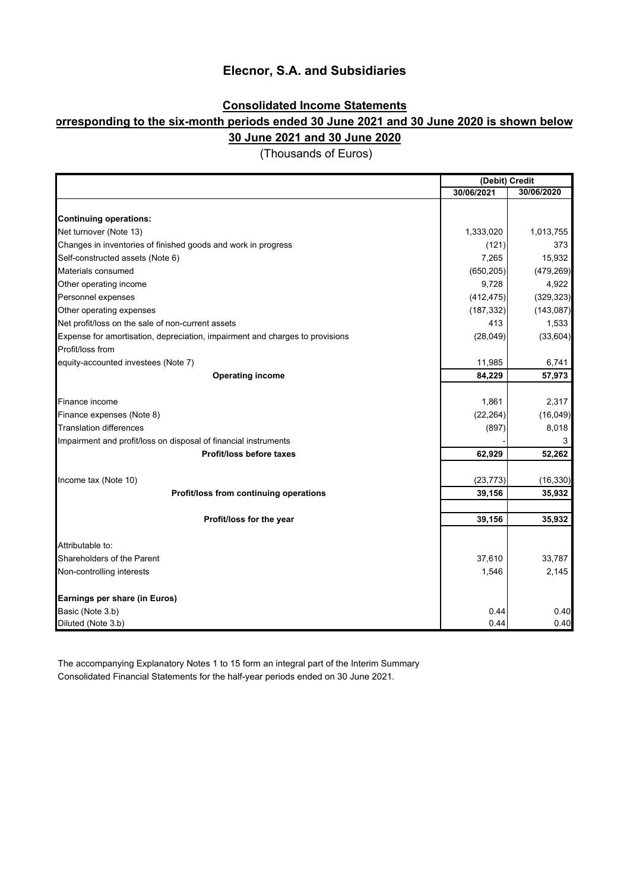# Elecnor, S.A. and Subsidiaries

## Consolidated Income Statements

## orresponding to the six-month periods ended 30 June 2021 and 30 June 2020 is shown below

## 30 June 2021 and 30 June 2020

(Thousands of Euros)

| | (Debit) Credit | |
|---|---|---|
| | 30/06/2021 | 30/06/2020 |
| **Continuing operations:** | | |
| Net turnover (Note 13) | 1,333,020 | 1,013,755 |
| Changes in inventories of finished goods and work in progress | (121) | 373 |
| Self-constructed assets (Note 6) | 7,265 | 15,932 |
| Materials consumed | (650,205) | (479,269) |
| Other operating income | 9,728 | 4,922 |
| Personnel expenses | (412,475) | (329,323) |
| Other operating expenses | (187,332) | (143,087) |
| Net profit/loss on the sale of non-current assets | 413 | 1,533 |
| Expense for amortisation, depreciation, impairment and charges to provisions | (28,049) | (33,604) |
| Profit/loss from equity-accounted investees (Note 7) | 11,985 | 6,741 |
| **Operating income** | **84,229** | **57,973** |
| Finance income | 1,861 | 2,317 |
| Finance expenses (Note 8) | (22,264) | (16,049) |
| Translation differences | (897) | 8,018 |
| Impairment and profit/loss on disposal of financial instruments | - | 3 |
| **Profit/loss before taxes** | **62,929** | **52,262** |
| Income tax (Note 10) | (23,773) | (16,330) |
| **Profit/loss from continuing operations** | **39,156** | **35,932** |
| **Profit/loss for the year** | **39,156** | **35,932** |
| Attributable to: | | |
| Shareholders of the Parent | 37,610 | 33,787 |
| Non-controlling interests | 1,546 | 2,145 |
| **Earnings per share (in Euros)** | | |
| Basic (Note 3.b) | 0.44 | 0.40 |
| Diluted (Note 3.b) | 0.44 | 0.40 |

The accompanying Explanatory Notes 1 to 15 form an integral part of the Interim Summary Consolidated Financial Statements for the half-year periods ended on 30 June 2021.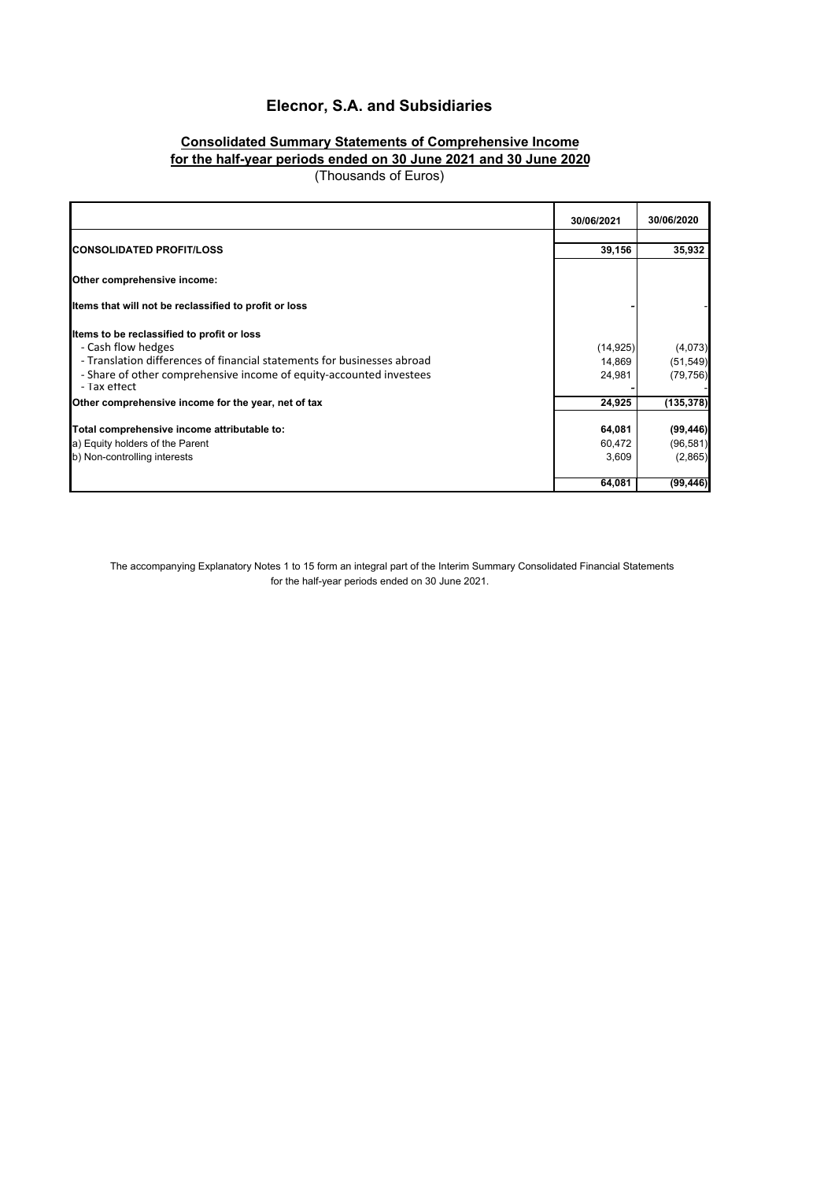# Elecnor, S.A. and Subsidiaries

## Consolidated Summary Statements of Comprehensive Income for the half-year periods ended on 30 June 2021 and 30 June 2020

(Thousands of Euros)

| | 30/06/2021 | 30/06/2020 |
|---|---|---|
| **CONSOLIDATED PROFIT/LOSS** | **39,156** | **35,932** |
| **Other comprehensive income:** | | |
| **Items that will not be reclassified to profit or loss** | - | - |
| **Items to be reclassified to profit or loss** | | |
| - Cash flow hedges | (14,925) | (4,073) |
| - Translation differences of financial statements for businesses abroad | 14,869 | (51,549) |
| - Share of other comprehensive income of equity-accounted investees | 24,981 | (79,756) |
| - Tax effect | - | - |
| **Other comprehensive income for the year, net of tax** | **24,925** | **(135,378)** |
| **Total comprehensive income attributable to:** | **64,081** | **(99,446)** |
| a) Equity holders of the Parent | 60,472 | (96,581) |
| b) Non-controlling interests | 3,609 | (2,865) |
| | **64,081** | **(99,446)** |

The accompanying Explanatory Notes 1 to 15 form an integral part of the Interim Summary Consolidated Financial Statements for the half-year periods ended on 30 June 2021.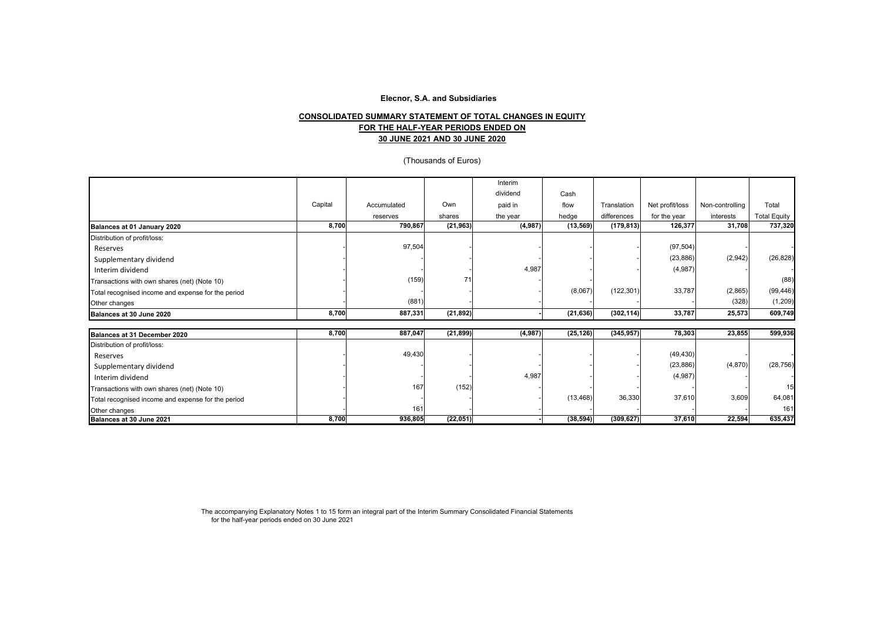**Elecnor, S.A. and Subsidiaries**

**CONSOLIDATED SUMMARY STATEMENT OF TOTAL CHANGES IN EQUITY**
**FOR THE HALF-YEAR PERIODS ENDED ON**
**30 JUNE 2021 AND 30 JUNE 2020**

(Thousands of Euros)

| | Capital | Accumulated reserves | Own shares | Interim dividend paid in the year | Cash flow hedge | Translation differences | Net profit/loss for the year | Non-controlling interests | Total Equity |
|---|---|---|---|---|---|---|---|---|---|
| **Balances at 01 January 2020** | **8,700** | **790,867** | **(21,963)** | **(4,987)** | **(13,569)** | **(179,813)** | **126,377** | **31,708** | **737,320** |
| Distribution of profit/loss: | | | | | | | | | |
| Reserves | - | 97,504 | - | - | - | - | (97,504) | - | - |
| Supplementary dividend | - | - | - | - | - | - | (23,886) | (2,942) | (26,828) |
| Interim dividend | - | - | - | 4,987 | - | - | (4,987) | - | - |
| Transactions with own shares (net) (Note 10) | - | (159) | 71 | - | - | - | - | - | (88) |
| Total recognised income and expense for the period | - | - | - | - | (8,067) | (122,301) | 33,787 | (2,865) | (99,446) |
| Other changes | - | (881) | - | - | - | - | - | (328) | (1,209) |
| **Balances at 30 June 2020** | **8,700** | **887,331** | **(21,892)** | **-** | **(21,636)** | **(302,114)** | **33,787** | **25,573** | **609,749** |
| | | | | | | | | | |
| **Balances at 31 December 2020** | **8,700** | **887,047** | **(21,899)** | **(4,987)** | **(25,126)** | **(345,957)** | **78,303** | **23,855** | **599,936** |
| Distribution of profit/loss: | | | | | | | | | |
| Reserves | - | 49,430 | - | - | - | - | (49,430) | - | - |
| Supplementary dividend | - | - | - | - | - | - | (23,886) | (4,870) | (28,756) |
| Interim dividend | - | - | - | 4,987 | - | - | (4,987) | - | - |
| Transactions with own shares (net) (Note 10) | - | 167 | (152) | - | - | - | - | - | 15 |
| Total recognised income and expense for the period | - | - | - | - | (13,468) | 36,330 | 37,610 | 3,609 | 64,081 |
| Other changes | - | 161 | - | - | - | - | - | - | 161 |
| **Balances at 30 June 2021** | **8,700** | **936,805** | **(22,051)** | **-** | **(38,594)** | **(309,627)** | **37,610** | **22,594** | **635,437** |

The accompanying Explanatory Notes 1 to 15 form an integral part of the Interim Summary Consolidated Financial Statements for the half-year periods ended on 30 June 2021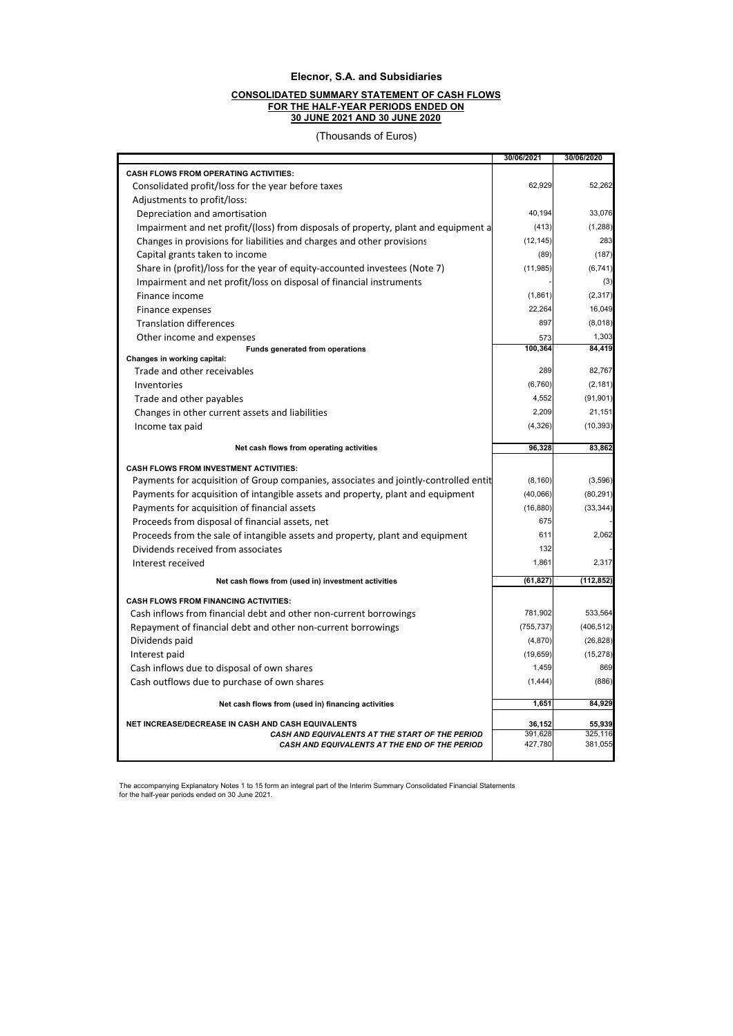# Elecnor, S.A. and Subsidiaries

## CONSOLIDATED SUMMARY STATEMENT OF CASH FLOWS FOR THE HALF-YEAR PERIODS ENDED ON 30 JUNE 2021 AND 30 JUNE 2020

(Thousands of Euros)

| | 30/06/2021 | 30/06/2020 |
|---|---|---|
| **CASH FLOWS FROM OPERATING ACTIVITIES:** | | |
| Consolidated profit/loss for the year before taxes | 62,929 | 52,262 |
| Adjustments to profit/loss: | | |
| Depreciation and amortisation | 40,194 | 33,076 |
| Impairment and net profit/(loss) from disposals of property, plant and equipment a | (413) | (1,288) |
| Changes in provisions for liabilities and charges and other provisions | (12,145) | 283 |
| Capital grants taken to income | (89) | (187) |
| Share in (profit)/loss for the year of equity-accounted investees (Note 7) | (11,985) | (6,741) |
| Impairment and net profit/loss on disposal of financial instruments | - | (3) |
| Finance income | (1,861) | (2,317) |
| Finance expenses | 22,264 | 16,049 |
| Translation differences | 897 | (8,018) |
| Other income and expenses | 573 | 1,303 |
| **Funds generated from operations** | **100,364** | **84,419** |
| **Changes in working capital:** | | |
| Trade and other receivables | 289 | 82,767 |
| Inventories | (6,760) | (2,181) |
| Trade and other payables | 4,552 | (91,901) |
| Changes in other current assets and liabilities | 2,209 | 21,151 |
| Income tax paid | (4,326) | (10,393) |
| **Net cash flows from operating activities** | **96,328** | **83,862** |
| **CASH FLOWS FROM INVESTMENT ACTIVITIES:** | | |
| Payments for acquisition of Group companies, associates and jointly-controlled entit | (8,160) | (3,596) |
| Payments for acquisition of intangible assets and property, plant and equipment | (40,066) | (80,291) |
| Payments for acquisition of financial assets | (16,880) | (33,344) |
| Proceeds from disposal of financial assets, net | 675 | - |
| Proceeds from the sale of intangible assets and property, plant and equipment | 611 | 2,062 |
| Dividends received from associates | 132 | - |
| Interest received | 1,861 | 2,317 |
| **Net cash flows from (used in) investment activities** | **(61,827)** | **(112,852)** |
| **CASH FLOWS FROM FINANCING ACTIVITIES:** | | |
| Cash inflows from financial debt and other non-current borrowings | 781,902 | 533,564 |
| Repayment of financial debt and other non-current borrowings | (755,737) | (406,512) |
| Dividends paid | (4,870) | (26,828) |
| Interest paid | (19,659) | (15,278) |
| Cash inflows due to disposal of own shares | 1,459 | 869 |
| Cash outflows due to purchase of own shares | (1,444) | (886) |
| **Net cash flows from (used in) financing activities** | **1,651** | **84,929** |
| **NET INCREASE/DECREASE IN CASH AND CASH EQUIVALENTS** | **36,152** | **55,939** |
| ***CASH AND EQUIVALENTS AT THE START OF THE PERIOD*** | 391,628 | 325,116 |
| ***CASH AND EQUIVALENTS AT THE END OF THE PERIOD*** | 427,780 | 381,055 |

The accompanying Explanatory Notes 1 to 15 form an integral part of the Interim Summary Consolidated Financial Statements for the half-year periods ended on 30 June 2021.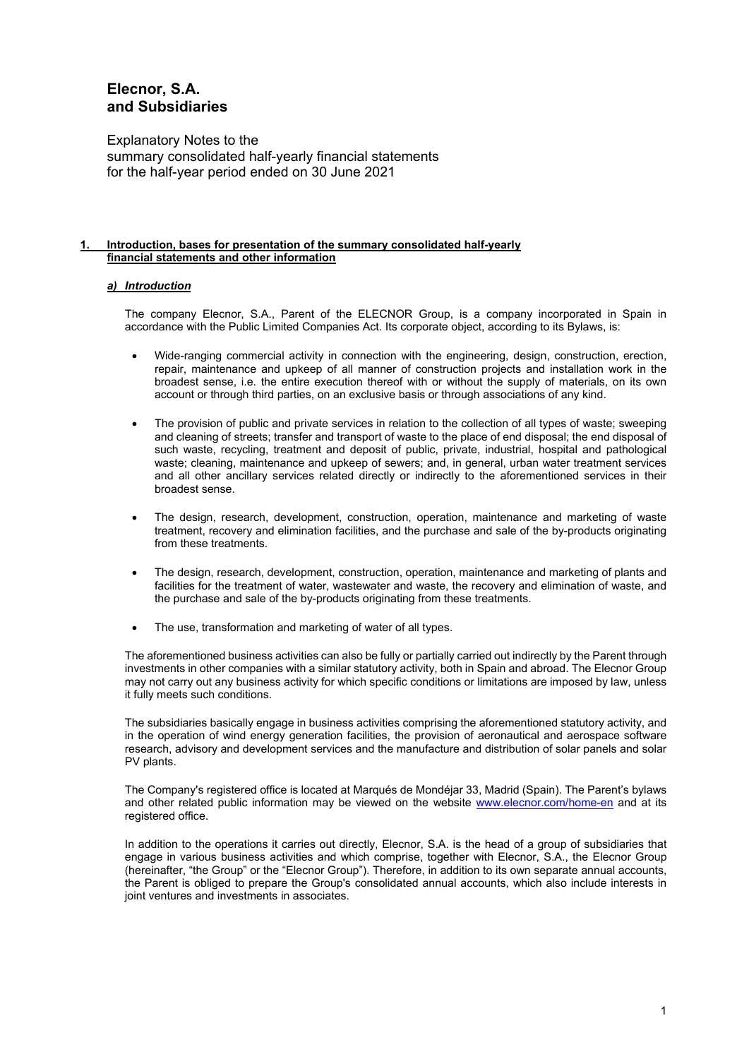# Elecnor, S.A. and Subsidiaries

Explanatory Notes to the summary consolidated half-yearly financial statements for the half-year period ended on 30 June 2021

## 1. Introduction, bases for presentation of the summary consolidated half-yearly financial statements and other information

### *a) Introduction*

The company Elecnor, S.A., Parent of the ELECNOR Group, is a company incorporated in Spain in accordance with the Public Limited Companies Act. Its corporate object, according to its Bylaws, is:

- Wide-ranging commercial activity in connection with the engineering, design, construction, erection, repair, maintenance and upkeep of all manner of construction projects and installation work in the broadest sense, i.e. the entire execution thereof with or without the supply of materials, on its own account or through third parties, on an exclusive basis or through associations of any kind.

- The provision of public and private services in relation to the collection of all types of waste; sweeping and cleaning of streets; transfer and transport of waste to the place of end disposal; the end disposal of such waste, recycling, treatment and deposit of public, private, industrial, hospital and pathological waste; cleaning, maintenance and upkeep of sewers; and, in general, urban water treatment services and all other ancillary services related directly or indirectly to the aforementioned services in their broadest sense.

- The design, research, development, construction, operation, maintenance and marketing of waste treatment, recovery and elimination facilities, and the purchase and sale of the by-products originating from these treatments.

- The design, research, development, construction, operation, maintenance and marketing of plants and facilities for the treatment of water, wastewater and waste, the recovery and elimination of waste, and the purchase and sale of the by-products originating from these treatments.

- The use, transformation and marketing of water of all types.

The aforementioned business activities can also be fully or partially carried out indirectly by the Parent through investments in other companies with a similar statutory activity, both in Spain and abroad. The Elecnor Group may not carry out any business activity for which specific conditions or limitations are imposed by law, unless it fully meets such conditions.

The subsidiaries basically engage in business activities comprising the aforementioned statutory activity, and in the operation of wind energy generation facilities, the provision of aeronautical and aerospace software research, advisory and development services and the manufacture and distribution of solar panels and solar PV plants.

The Company's registered office is located at Marqués de Mondéjar 33, Madrid (Spain). The Parent's bylaws and other related public information may be viewed on the website www.elecnor.com/home-en and at its registered office.

In addition to the operations it carries out directly, Elecnor, S.A. is the head of a group of subsidiaries that engage in various business activities and which comprise, together with Elecnor, S.A., the Elecnor Group (hereinafter, "the Group" or the "Elecnor Group"). Therefore, in addition to its own separate annual accounts, the Parent is obliged to prepare the Group's consolidated annual accounts, which also include interests in joint ventures and investments in associates.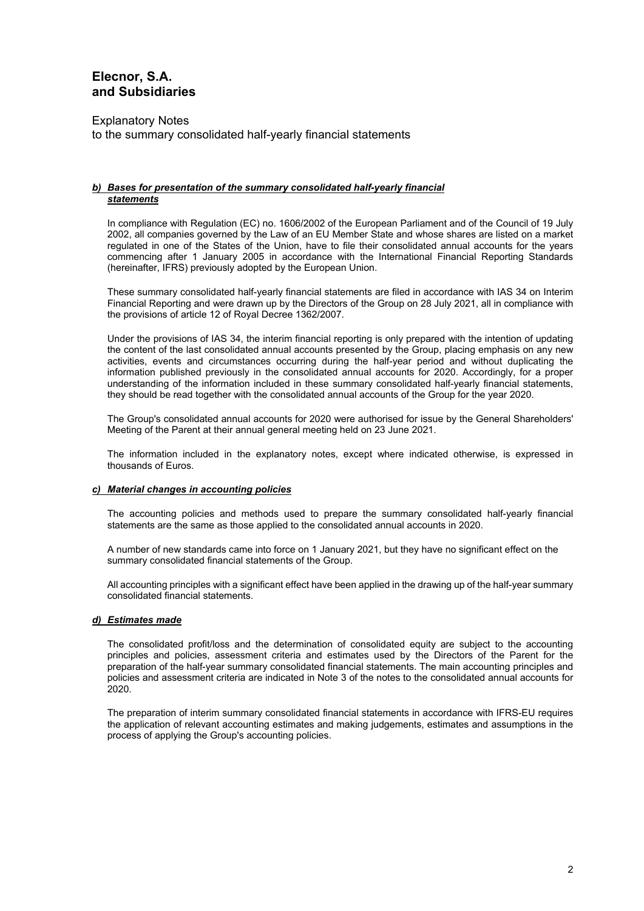#### *b) Bases for presentation of the summary consolidated half-yearly financial statements*

In compliance with Regulation (EC) no. 1606/2002 of the European Parliament and of the Council of 19 July 2002, all companies governed by the Law of an EU Member State and whose shares are listed on a market regulated in one of the States of the Union, have to file their consolidated annual accounts for the years commencing after 1 January 2005 in accordance with the International Financial Reporting Standards (hereinafter, IFRS) previously adopted by the European Union.

These summary consolidated half-yearly financial statements are filed in accordance with IAS 34 on Interim Financial Reporting and were drawn up by the Directors of the Group on 28 July 2021, all in compliance with the provisions of article 12 of Royal Decree 1362/2007.

Under the provisions of IAS 34, the interim financial reporting is only prepared with the intention of updating the content of the last consolidated annual accounts presented by the Group, placing emphasis on any new activities, events and circumstances occurring during the half-year period and without duplicating the information published previously in the consolidated annual accounts for 2020. Accordingly, for a proper understanding of the information included in these summary consolidated half-yearly financial statements, they should be read together with the consolidated annual accounts of the Group for the year 2020.

The Group's consolidated annual accounts for 2020 were authorised for issue by the General Shareholders' Meeting of the Parent at their annual general meeting held on 23 June 2021.

The information included in the explanatory notes, except where indicated otherwise, is expressed in thousands of Euros.

#### *c) Material changes in accounting policies*

The accounting policies and methods used to prepare the summary consolidated half-yearly financial statements are the same as those applied to the consolidated annual accounts in 2020.

A number of new standards came into force on 1 January 2021, but they have no significant effect on the summary consolidated financial statements of the Group.

All accounting principles with a significant effect have been applied in the drawing up of the half-year summary consolidated financial statements.

#### *d) Estimates made*

The consolidated profit/loss and the determination of consolidated equity are subject to the accounting principles and policies, assessment criteria and estimates used by the Directors of the Parent for the preparation of the half-year summary consolidated financial statements. The main accounting principles and policies and assessment criteria are indicated in Note 3 of the notes to the consolidated annual accounts for 2020.

The preparation of interim summary consolidated financial statements in accordance with IFRS-EU requires the application of relevant accounting estimates and making judgements, estimates and assumptions in the process of applying the Group's accounting policies.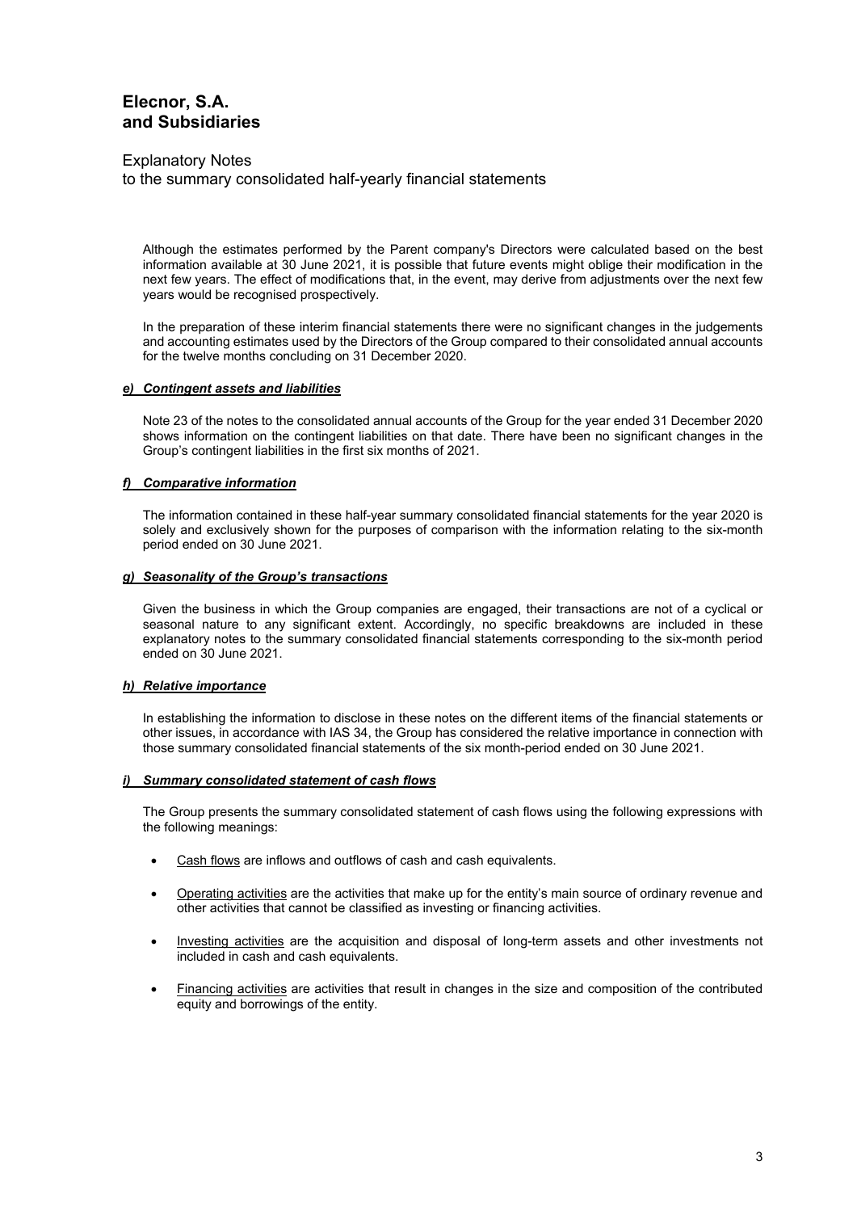Although the estimates performed by the Parent company's Directors were calculated based on the best information available at 30 June 2021, it is possible that future events might oblige their modification in the next few years. The effect of modifications that, in the event, may derive from adjustments over the next few years would be recognised prospectively.

In the preparation of these interim financial statements there were no significant changes in the judgements and accounting estimates used by the Directors of the Group compared to their consolidated annual accounts for the twelve months concluding on 31 December 2020.

#### ***e) Contingent assets and liabilities***

Note 23 of the notes to the consolidated annual accounts of the Group for the year ended 31 December 2020 shows information on the contingent liabilities on that date. There have been no significant changes in the Group's contingent liabilities in the first six months of 2021.

#### ***f) Comparative information***

The information contained in these half-year summary consolidated financial statements for the year 2020 is solely and exclusively shown for the purposes of comparison with the information relating to the six-month period ended on 30 June 2021.

#### ***g) Seasonality of the Group's transactions***

Given the business in which the Group companies are engaged, their transactions are not of a cyclical or seasonal nature to any significant extent. Accordingly, no specific breakdowns are included in these explanatory notes to the summary consolidated financial statements corresponding to the six-month period ended on 30 June 2021.

#### ***h) Relative importance***

In establishing the information to disclose in these notes on the different items of the financial statements or other issues, in accordance with IAS 34, the Group has considered the relative importance in connection with those summary consolidated financial statements of the six month-period ended on 30 June 2021.

#### ***i) Summary consolidated statement of cash flows***

The Group presents the summary consolidated statement of cash flows using the following expressions with the following meanings:

- Cash flows are inflows and outflows of cash and cash equivalents.
- Operating activities are the activities that make up for the entity's main source of ordinary revenue and other activities that cannot be classified as investing or financing activities.
- Investing activities are the acquisition and disposal of long-term assets and other investments not included in cash and cash equivalents.
- Financing activities are activities that result in changes in the size and composition of the contributed equity and borrowings of the entity.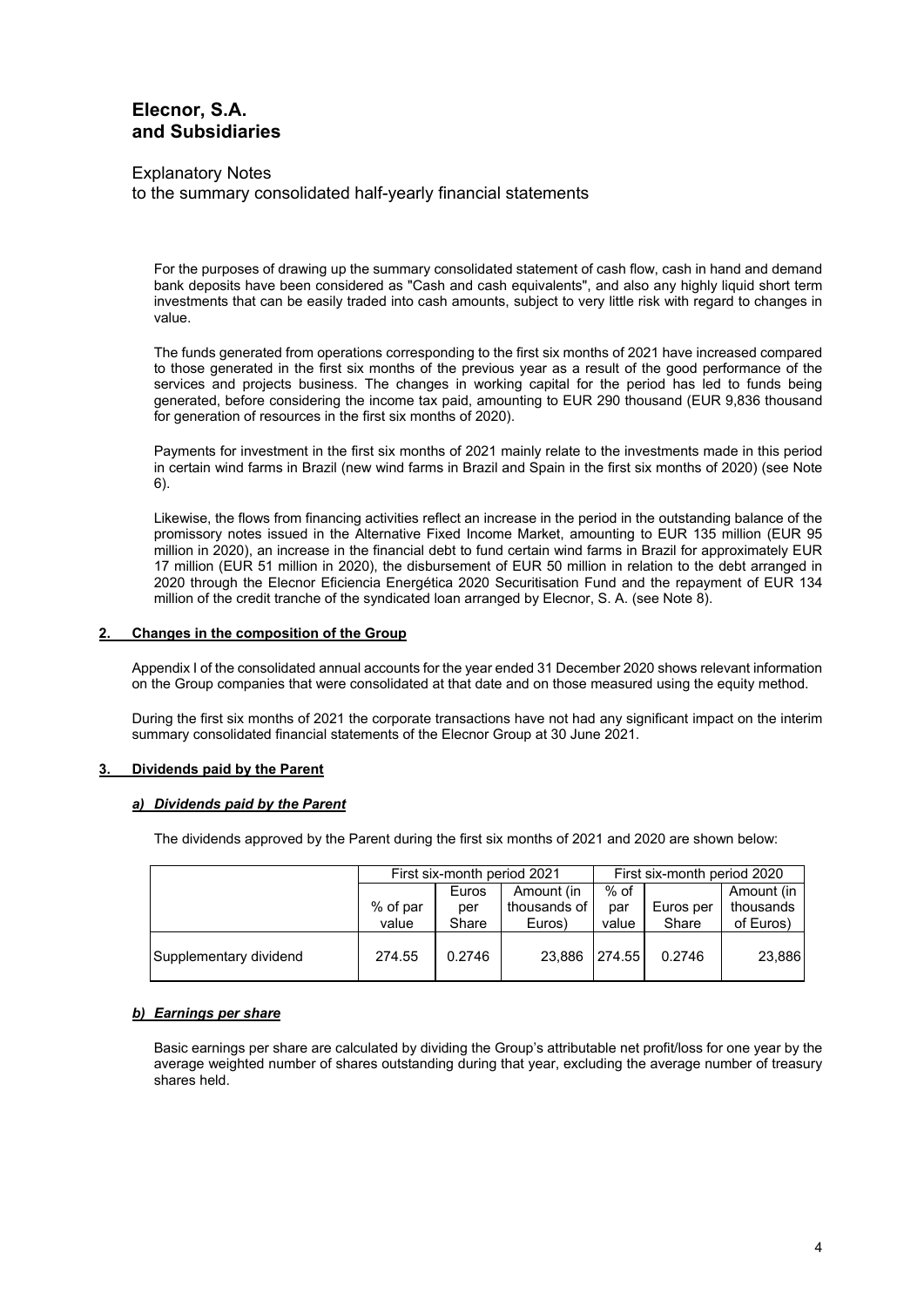For the purposes of drawing up the summary consolidated statement of cash flow, cash in hand and demand bank deposits have been considered as "Cash and cash equivalents", and also any highly liquid short term investments that can be easily traded into cash amounts, subject to very little risk with regard to changes in value.

The funds generated from operations corresponding to the first six months of 2021 have increased compared to those generated in the first six months of the previous year as a result of the good performance of the services and projects business. The changes in working capital for the period has led to funds being generated, before considering the income tax paid, amounting to EUR 290 thousand (EUR 9,836 thousand for generation of resources in the first six months of 2020).

Payments for investment in the first six months of 2021 mainly relate to the investments made in this period in certain wind farms in Brazil (new wind farms in Brazil and Spain in the first six months of 2020) (see Note 6).

Likewise, the flows from financing activities reflect an increase in the period in the outstanding balance of the promissory notes issued in the Alternative Fixed Income Market, amounting to EUR 135 million (EUR 95 million in 2020), an increase in the financial debt to fund certain wind farms in Brazil for approximately EUR 17 million (EUR 51 million in 2020), the disbursement of EUR 50 million in relation to the debt arranged in 2020 through the Elecnor Eficiencia Energética 2020 Securitisation Fund and the repayment of EUR 134 million of the credit tranche of the syndicated loan arranged by Elecnor, S. A. (see Note 8).

## 2. Changes in the composition of the Group

Appendix I of the consolidated annual accounts for the year ended 31 December 2020 shows relevant information on the Group companies that were consolidated at that date and on those measured using the equity method.

During the first six months of 2021 the corporate transactions have not had any significant impact on the interim summary consolidated financial statements of the Elecnor Group at 30 June 2021.

## 3. Dividends paid by the Parent

### *a) Dividends paid by the Parent*

The dividends approved by the Parent during the first six months of 2021 and 2020 are shown below:

| | First six-month period 2021 | | | First six-month period 2020 | | |
|---|---|---|---|---|---|---|
| | % of par value | Euros per Share | Amount (in thousands of Euros) | % of par value | Euros per Share | Amount (in thousands of Euros) |
| Supplementary dividend | 274.55 | 0.2746 | 23,886 | 274.55 | 0.2746 | 23,886 |

### *b) Earnings per share*

Basic earnings per share are calculated by dividing the Group's attributable net profit/loss for one year by the average weighted number of shares outstanding during that year, excluding the average number of treasury shares held.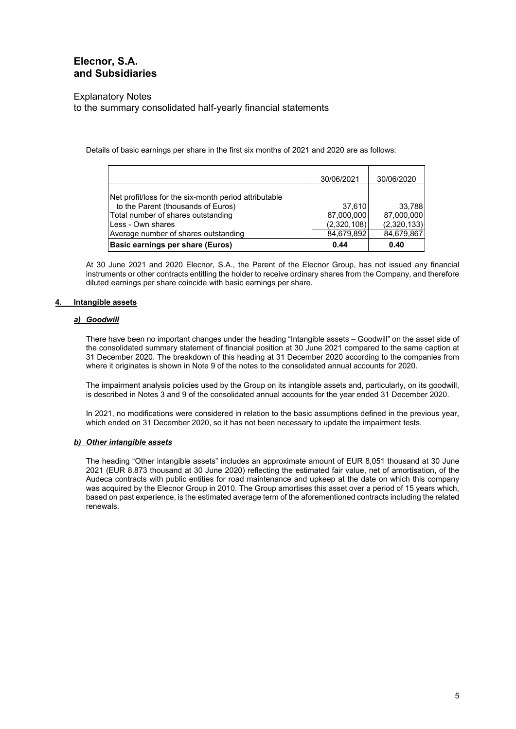Details of basic earnings per share in the first six months of 2021 and 2020 are as follows:

| | 30/06/2021 | 30/06/2020 |
|---|---|---|
| Net profit/loss for the six-month period attributable to the Parent (thousands of Euros) | 37,610 | 33,788 |
| Total number of shares outstanding | 87,000,000 | 87,000,000 |
| Less - Own shares | (2,320,108) | (2,320,133) |
| Average number of shares outstanding | 84,679,892 | 84,679,867 |
| **Basic earnings per share (Euros)** | **0.44** | **0.40** |

At 30 June 2021 and 2020 Elecnor, S.A., the Parent of the Elecnor Group, has not issued any financial instruments or other contracts entitling the holder to receive ordinary shares from the Company, and therefore diluted earnings per share coincide with basic earnings per share.

## 4. Intangible assets

### a) Goodwill

There have been no important changes under the heading "Intangible assets – Goodwill" on the asset side of the consolidated summary statement of financial position at 30 June 2021 compared to the same caption at 31 December 2020. The breakdown of this heading at 31 December 2020 according to the companies from where it originates is shown in Note 9 of the notes to the consolidated annual accounts for 2020.

The impairment analysis policies used by the Group on its intangible assets and, particularly, on its goodwill, is described in Notes 3 and 9 of the consolidated annual accounts for the year ended 31 December 2020.

In 2021, no modifications were considered in relation to the basic assumptions defined in the previous year, which ended on 31 December 2020, so it has not been necessary to update the impairment tests.

### b) Other intangible assets

The heading "Other intangible assets" includes an approximate amount of EUR 8,051 thousand at 30 June 2021 (EUR 8,873 thousand at 30 June 2020) reflecting the estimated fair value, net of amortisation, of the Audeca contracts with public entities for road maintenance and upkeep at the date on which this company was acquired by the Elecnor Group in 2010. The Group amortises this asset over a period of 15 years which, based on past experience, is the estimated average term of the aforementioned contracts including the related renewals.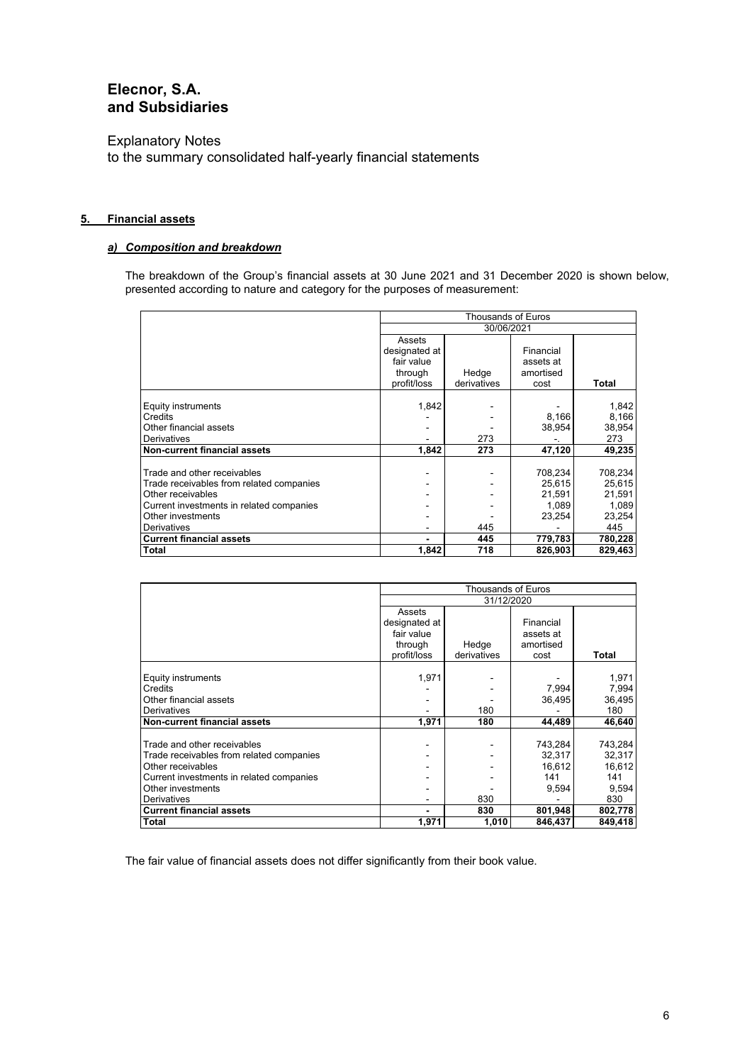# Elecnor, S.A. and Subsidiaries

Explanatory Notes
to the summary consolidated half-yearly financial statements

## 5. Financial assets

### *a) Composition and breakdown*

The breakdown of the Group's financial assets at 30 June 2021 and 31 December 2020 is shown below, presented according to nature and category for the purposes of measurement:

| | Thousands of Euros | | | |
|---|---|---|---|---|
| | 30/06/2021 | | | |
| | Assets designated at fair value through profit/loss | Hedge derivatives | Financial assets at amortised cost | Total |
| Equity instruments | 1,842 | - | - | 1,842 |
| Credits | - | - | 8,166 | 8,166 |
| Other financial assets | - | - | 38,954 | 38,954 |
| Derivatives | - | 273 | -. | 273 |
| **Non-current financial assets** | **1,842** | **273** | **47,120** | **49,235** |
| Trade and other receivables | - | - | 708,234 | 708,234 |
| Trade receivables from related companies | - | - | 25,615 | 25,615 |
| Other receivables | - | - | 21,591 | 21,591 |
| Current investments in related companies | - | - | 1,089 | 1,089 |
| Other investments | - | - | 23,254 | 23,254 |
| Derivatives | - | 445 | - | 445 |
| **Current financial assets** | **-** | **445** | **779,783** | **780,228** |
| **Total** | **1,842** | **718** | **826,903** | **829,463** |

| | Thousands of Euros | | | |
|---|---|---|---|---|
| | 31/12/2020 | | | |
| | Assets designated at fair value through profit/loss | Hedge derivatives | Financial assets at amortised cost | Total |
| Equity instruments | 1,971 | - | - | 1,971 |
| Credits | - | - | 7,994 | 7,994 |
| Other financial assets | - | - | 36,495 | 36,495 |
| Derivatives | - | 180 | - | 180 |
| **Non-current financial assets** | **1,971** | **180** | **44,489** | **46,640** |
| Trade and other receivables | - | - | 743,284 | 743,284 |
| Trade receivables from related companies | - | - | 32,317 | 32,317 |
| Other receivables | - | - | 16,612 | 16,612 |
| Current investments in related companies | - | - | 141 | 141 |
| Other investments | - | - | 9,594 | 9,594 |
| Derivatives | - | 830 | - | 830 |
| **Current financial assets** | **-** | **830** | **801,948** | **802,778** |
| **Total** | **1,971** | **1,010** | **846,437** | **849,418** |

The fair value of financial assets does not differ significantly from their book value.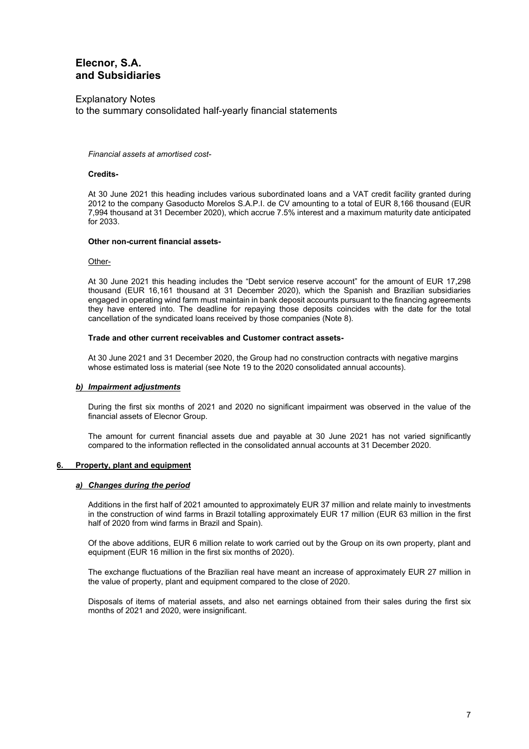*Financial assets at amortised cost-*

**Credits-**

At 30 June 2021 this heading includes various subordinated loans and a VAT credit facility granted during 2012 to the company Gasoducto Morelos S.A.P.I. de CV amounting to a total of EUR 8,166 thousand (EUR 7,994 thousand at 31 December 2020), which accrue 7.5% interest and a maximum maturity date anticipated for 2033.

**Other non-current financial assets-**

Other-

At 30 June 2021 this heading includes the "Debt service reserve account" for the amount of EUR 17,298 thousand (EUR 16,161 thousand at 31 December 2020), which the Spanish and Brazilian subsidiaries engaged in operating wind farm must maintain in bank deposit accounts pursuant to the financing agreements they have entered into. The deadline for repaying those deposits coincides with the date for the total cancellation of the syndicated loans received by those companies (Note 8).

**Trade and other current receivables and Customer contract assets-**

At 30 June 2021 and 31 December 2020, the Group had no construction contracts with negative margins whose estimated loss is material (see Note 19 to the 2020 consolidated annual accounts).

### *b) Impairment adjustments*

During the first six months of 2021 and 2020 no significant impairment was observed in the value of the financial assets of Elecnor Group.

The amount for current financial assets due and payable at 30 June 2021 has not varied significantly compared to the information reflected in the consolidated annual accounts at 31 December 2020.

## 6. Property, plant and equipment

### *a) Changes during the period*

Additions in the first half of 2021 amounted to approximately EUR 37 million and relate mainly to investments in the construction of wind farms in Brazil totalling approximately EUR 17 million (EUR 63 million in the first half of 2020 from wind farms in Brazil and Spain).

Of the above additions, EUR 6 million relate to work carried out by the Group on its own property, plant and equipment (EUR 16 million in the first six months of 2020).

The exchange fluctuations of the Brazilian real have meant an increase of approximately EUR 27 million in the value of property, plant and equipment compared to the close of 2020.

Disposals of items of material assets, and also net earnings obtained from their sales during the first six months of 2021 and 2020, were insignificant.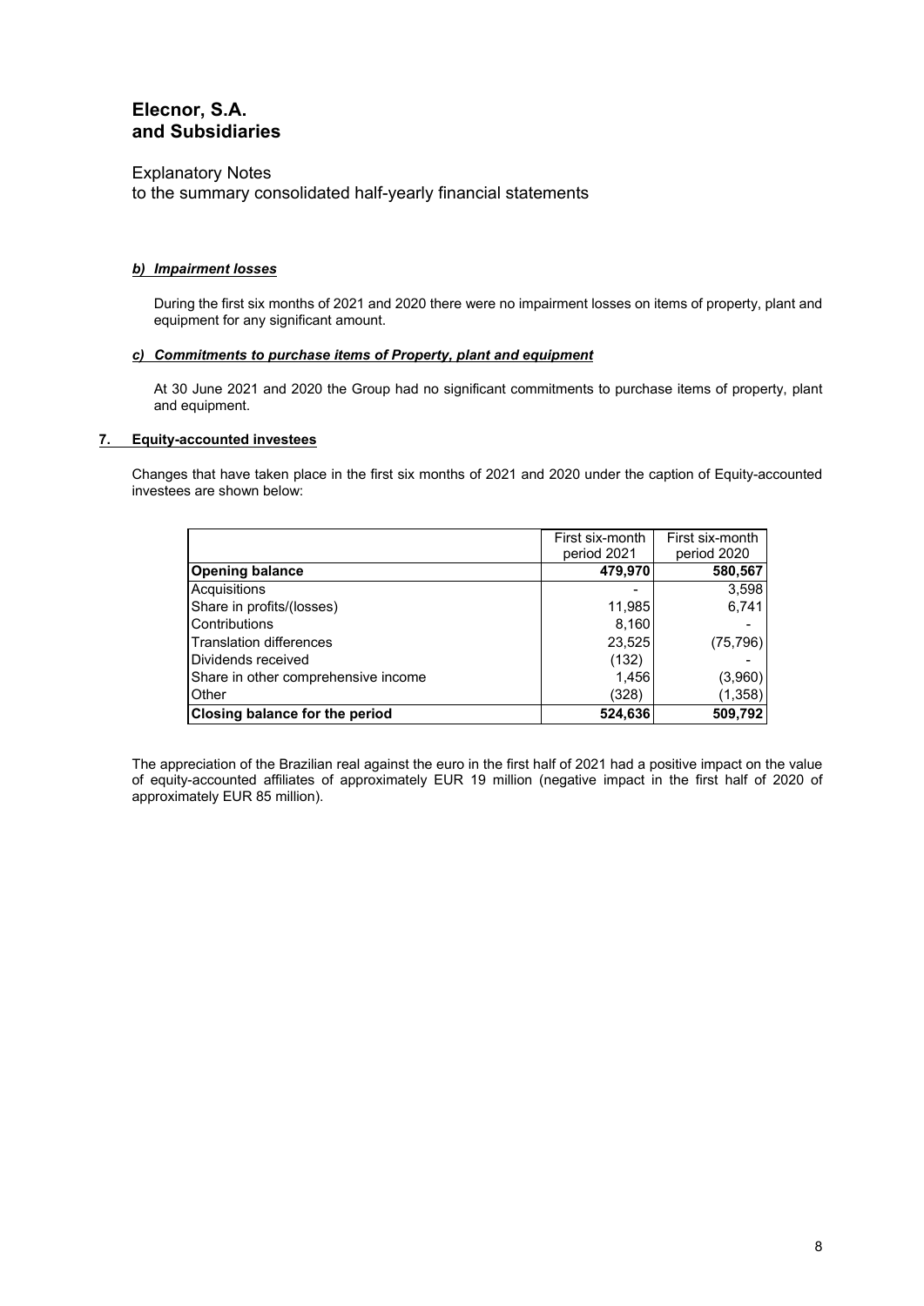# Elecnor, S.A. and Subsidiaries

Explanatory Notes
to the summary consolidated half-yearly financial statements

***b) Impairment losses***

During the first six months of 2021 and 2020 there were no impairment losses on items of property, plant and equipment for any significant amount.

***c) Commitments to purchase items of Property, plant and equipment***

At 30 June 2021 and 2020 the Group had no significant commitments to purchase items of property, plant and equipment.

## 7. Equity-accounted investees

Changes that have taken place in the first six months of 2021 and 2020 under the caption of Equity-accounted investees are shown below:

| | First six-month period 2021 | First six-month period 2020 |
|---|---|---|
| **Opening balance** | **479,970** | **580,567** |
| Acquisitions | - | 3,598 |
| Share in profits/(losses) | 11,985 | 6,741 |
| Contributions | 8,160 | - |
| Translation differences | 23,525 | (75,796) |
| Dividends received | (132) | - |
| Share in other comprehensive income | 1,456 | (3,960) |
| Other | (328) | (1,358) |
| **Closing balance for the period** | **524,636** | **509,792** |

The appreciation of the Brazilian real against the euro in the first half of 2021 had a positive impact on the value of equity-accounted affiliates of approximately EUR 19 million (negative impact in the first half of 2020 of approximately EUR 85 million).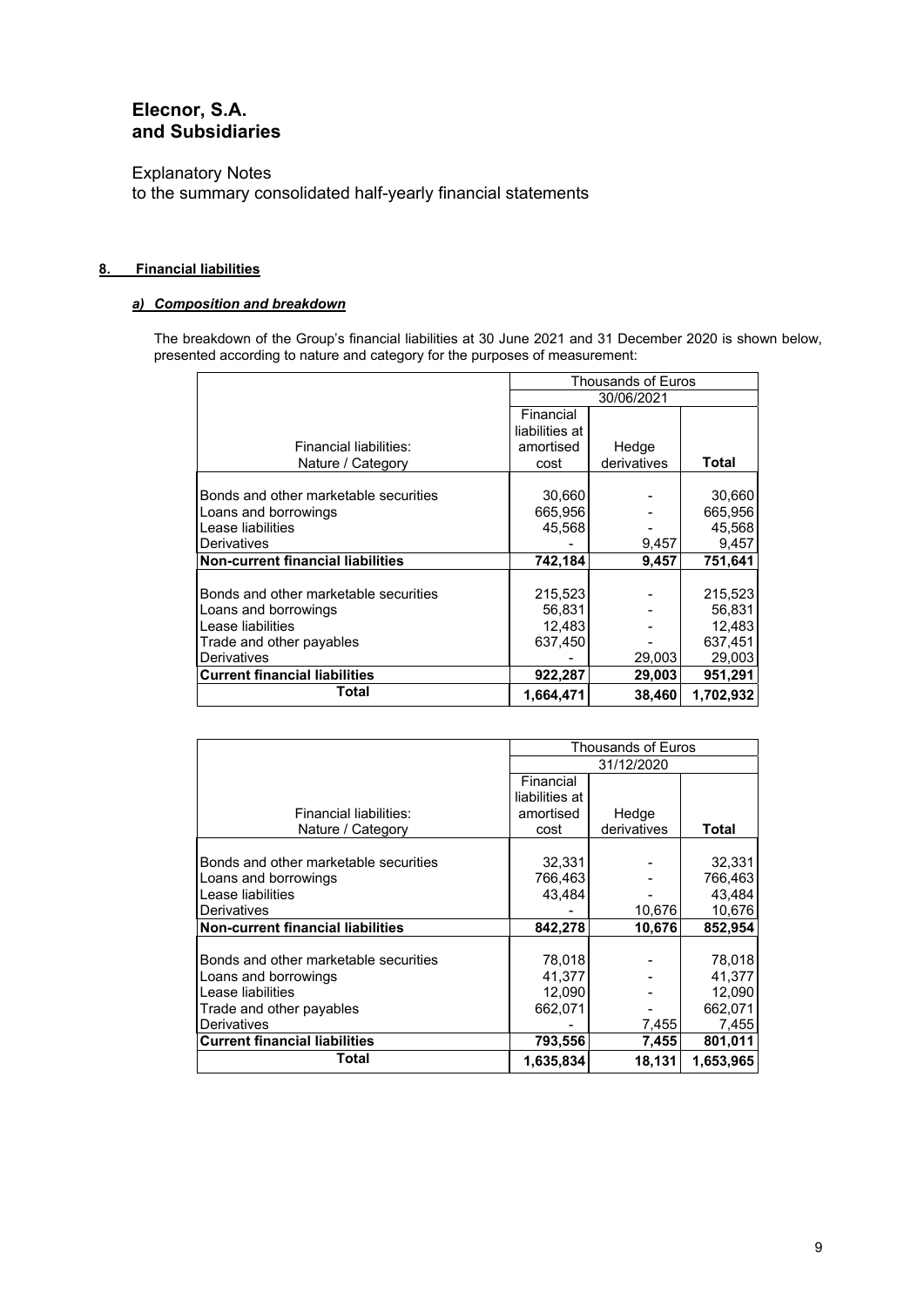# Elecnor, S.A. and Subsidiaries

Explanatory Notes
to the summary consolidated half-yearly financial statements

## 8. Financial liabilities

### *a) Composition and breakdown*

The breakdown of the Group's financial liabilities at 30 June 2021 and 31 December 2020 is shown below, presented according to nature and category for the purposes of measurement:

| | Thousands of Euros | | |
|---|---|---|---|
| | 30/06/2021 | | |
| Financial liabilities: Nature / Category | Financial liabilities at amortised cost | Hedge derivatives | **Total** |
| Bonds and other marketable securities | 30,660 | - | 30,660 |
| Loans and borrowings | 665,956 | - | 665,956 |
| Lease liabilities | 45,568 | - | 45,568 |
| Derivatives | - | 9,457 | 9,457 |
| **Non-current financial liabilities** | **742,184** | **9,457** | **751,641** |
| Bonds and other marketable securities | 215,523 | - | 215,523 |
| Loans and borrowings | 56,831 | - | 56,831 |
| Lease liabilities | 12,483 | - | 12,483 |
| Trade and other payables | 637,450 | - | 637,451 |
| Derivatives | - | 29,003 | 29,003 |
| **Current financial liabilities** | **922,287** | **29,003** | **951,291** |
| **Total** | **1,664,471** | **38,460** | **1,702,932** |

| | Thousands of Euros | | |
|---|---|---|---|
| | 31/12/2020 | | |
| Financial liabilities: Nature / Category | Financial liabilities at amortised cost | Hedge derivatives | **Total** |
| Bonds and other marketable securities | 32,331 | - | 32,331 |
| Loans and borrowings | 766,463 | - | 766,463 |
| Lease liabilities | 43,484 | - | 43,484 |
| Derivatives | - | 10,676 | 10,676 |
| **Non-current financial liabilities** | **842,278** | **10,676** | **852,954** |
| Bonds and other marketable securities | 78,018 | - | 78,018 |
| Loans and borrowings | 41,377 | - | 41,377 |
| Lease liabilities | 12,090 | - | 12,090 |
| Trade and other payables | 662,071 | - | 662,071 |
| Derivatives | - | 7,455 | 7,455 |
| **Current financial liabilities** | **793,556** | **7,455** | **801,011** |
| **Total** | **1,635,834** | **18,131** | **1,653,965** |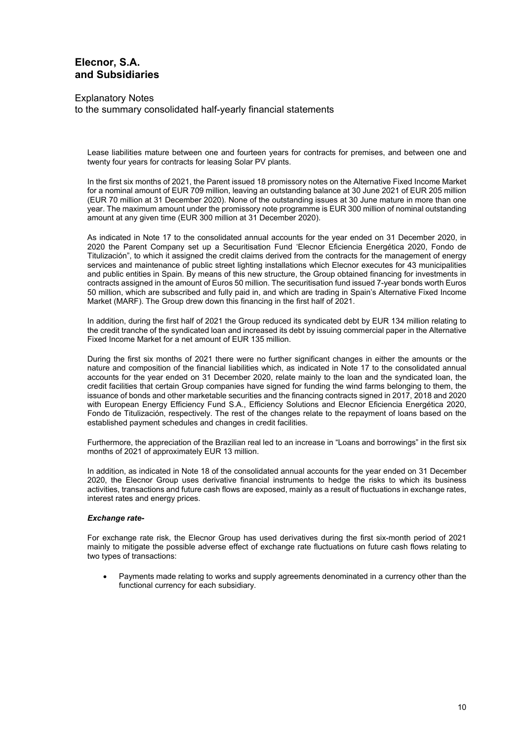Lease liabilities mature between one and fourteen years for contracts for premises, and between one and twenty four years for contracts for leasing Solar PV plants.

In the first six months of 2021, the Parent issued 18 promissory notes on the Alternative Fixed Income Market for a nominal amount of EUR 709 million, leaving an outstanding balance at 30 June 2021 of EUR 205 million (EUR 70 million at 31 December 2020). None of the outstanding issues at 30 June mature in more than one year. The maximum amount under the promissory note programme is EUR 300 million of nominal outstanding amount at any given time (EUR 300 million at 31 December 2020).

As indicated in Note 17 to the consolidated annual accounts for the year ended on 31 December 2020, in 2020 the Parent Company set up a Securitisation Fund 'Elecnor Eficiencia Energética 2020, Fondo de Titulización", to which it assigned the credit claims derived from the contracts for the management of energy services and maintenance of public street lighting installations which Elecnor executes for 43 municipalities and public entities in Spain. By means of this new structure, the Group obtained financing for investments in contracts assigned in the amount of Euros 50 million. The securitisation fund issued 7-year bonds worth Euros 50 million, which are subscribed and fully paid in, and which are trading in Spain's Alternative Fixed Income Market (MARF). The Group drew down this financing in the first half of 2021.

In addition, during the first half of 2021 the Group reduced its syndicated debt by EUR 134 million relating to the credit tranche of the syndicated loan and increased its debt by issuing commercial paper in the Alternative Fixed Income Market for a net amount of EUR 135 million.

During the first six months of 2021 there were no further significant changes in either the amounts or the nature and composition of the financial liabilities which, as indicated in Note 17 to the consolidated annual accounts for the year ended on 31 December 2020, relate mainly to the loan and the syndicated loan, the credit facilities that certain Group companies have signed for funding the wind farms belonging to them, the issuance of bonds and other marketable securities and the financing contracts signed in 2017, 2018 and 2020 with European Energy Efficiency Fund S.A., Efficiency Solutions and Elecnor Eficiencia Energética 2020, Fondo de Titulización, respectively. The rest of the changes relate to the repayment of loans based on the established payment schedules and changes in credit facilities.

Furthermore, the appreciation of the Brazilian real led to an increase in "Loans and borrowings" in the first six months of 2021 of approximately EUR 13 million.

In addition, as indicated in Note 18 of the consolidated annual accounts for the year ended on 31 December 2020, the Elecnor Group uses derivative financial instruments to hedge the risks to which its business activities, transactions and future cash flows are exposed, mainly as a result of fluctuations in exchange rates, interest rates and energy prices.

***Exchange rate-***

For exchange rate risk, the Elecnor Group has used derivatives during the first six-month period of 2021 mainly to mitigate the possible adverse effect of exchange rate fluctuations on future cash flows relating to two types of transactions:

- Payments made relating to works and supply agreements denominated in a currency other than the functional currency for each subsidiary.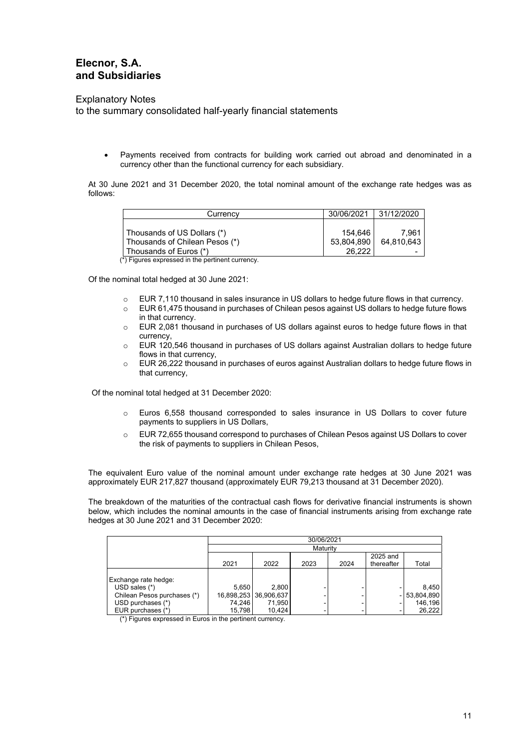- Payments received from contracts for building work carried out abroad and denominated in a currency other than the functional currency for each subsidiary.

At 30 June 2021 and 31 December 2020, the total nominal amount of the exchange rate hedges was as follows:

| Currency | 30/06/2021 | 31/12/2020 |
|---|---|---|
| Thousands of US Dollars (*) | 154,646 | 7,961 |
| Thousands of Chilean Pesos (*) | 53,804,890 | 64,810,643 |
| Thousands of Euros (*) | 26,222 | - |

(*) Figures expressed in the pertinent currency.

Of the nominal total hedged at 30 June 2021:

- EUR 7,110 thousand in sales insurance in US dollars to hedge future flows in that currency.
- EUR 61,475 thousand in purchases of Chilean pesos against US dollars to hedge future flows in that currency.
- EUR 2,081 thousand in purchases of US dollars against euros to hedge future flows in that currency,
- EUR 120,546 thousand in purchases of US dollars against Australian dollars to hedge future flows in that currency,
- EUR 26,222 thousand in purchases of euros against Australian dollars to hedge future flows in that currency,

Of the nominal total hedged at 31 December 2020:

- Euros 6,558 thousand corresponded to sales insurance in US Dollars to cover future payments to suppliers in US Dollars,
- EUR 72,655 thousand correspond to purchases of Chilean Pesos against US Dollars to cover the risk of payments to suppliers in Chilean Pesos,

The equivalent Euro value of the nominal amount under exchange rate hedges at 30 June 2021 was approximately EUR 217,827 thousand (approximately EUR 79,213 thousand at 31 December 2020).

The breakdown of the maturities of the contractual cash flows for derivative financial instruments is shown below, which includes the nominal amounts in the case of financial instruments arising from exchange rate hedges at 30 June 2021 and 31 December 2020:

| | 30/06/2021 | | | | | |
|---|---|---|---|---|---|---|
| | Maturity | | | | | |
| | 2021 | 2022 | 2023 | 2024 | 2025 and thereafter | Total |
| Exchange rate hedge: | | | | | | |
| USD sales (*) | 5,650 | 2,800 | - | - | - | 8,450 |
| Chilean Pesos purchases (*) | 16,898,253 | 36,906,637 | - | - | - | 53,804,890 |
| USD purchases (*) | 74,246 | 71,950 | - | - | - | 146,196 |
| EUR purchases (*) | 15,798 | 10,424 | - | - | - | 26,222 |

(*) Figures expressed in Euros in the pertinent currency.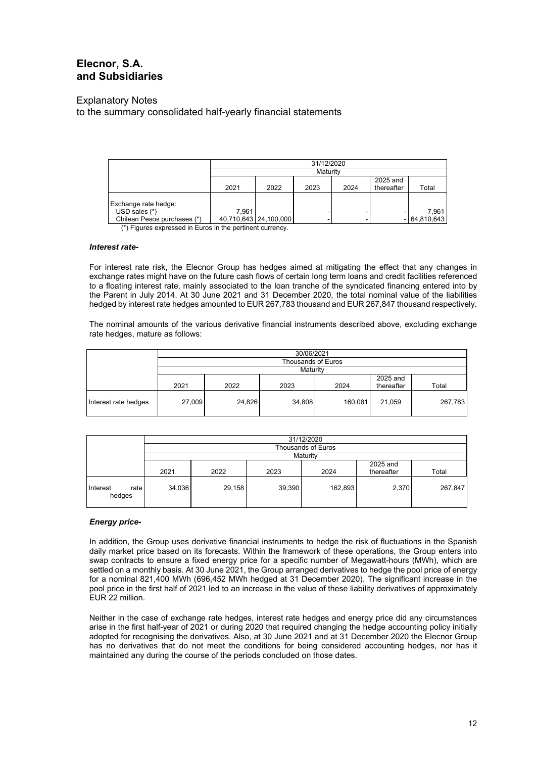|  | 31/12/2020 | | | | | |
|---|---|---|---|---|---|---|
|  | Maturity | | | | | |
|  | 2021 | 2022 | 2023 | 2024 | 2025 and thereafter | Total |
| Exchange rate hedge: | | | | | | |
| USD sales (*) | 7,961 | - | - | - | - | 7,961 |
| Chilean Pesos purchases (*) | 40,710,643 | 24,100,000 | - | - | - | 64,810,643 |

(*) Figures expressed in Euros in the pertinent currency.

***Interest rate-***

For interest rate risk, the Elecnor Group has hedges aimed at mitigating the effect that any changes in exchange rates might have on the future cash flows of certain long term loans and credit facilities referenced to a floating interest rate, mainly associated to the loan tranche of the syndicated financing entered into by the Parent in July 2014. At 30 June 2021 and 31 December 2020, the total nominal value of the liabilities hedged by interest rate hedges amounted to EUR 267,783 thousand and EUR 267,847 thousand respectively.

The nominal amounts of the various derivative financial instruments described above, excluding exchange rate hedges, mature as follows:

|  | 30/06/2021 | | | | | |
|---|---|---|---|---|---|---|
|  | Thousands of Euros | | | | | |
|  | Maturity | | | | | |
|  | 2021 | 2022 | 2023 | 2024 | 2025 and thereafter | Total |
| Interest rate hedges | 27,009 | 24,826 | 34,808 | 160,081 | 21,059 | 267,783 |

|  | 31/12/2020 | | | | | |
|---|---|---|---|---|---|---|
|  | Thousands of Euros | | | | | |
|  | Maturity | | | | | |
|  | 2021 | 2022 | 2023 | 2024 | 2025 and thereafter | Total |
| Interest rate hedges | 34,036 | 29,158 | 39,390 | 162,893 | 2,370 | 267,847 |

***Energy price-***

In addition, the Group uses derivative financial instruments to hedge the risk of fluctuations in the Spanish daily market price based on its forecasts. Within the framework of these operations, the Group enters into swap contracts to ensure a fixed energy price for a specific number of Megawatt-hours (MWh), which are settled on a monthly basis. At 30 June 2021, the Group arranged derivatives to hedge the pool price of energy for a nominal 821,400 MWh (696,452 MWh hedged at 31 December 2020). The significant increase in the pool price in the first half of 2021 led to an increase in the value of these liability derivatives of approximately EUR 22 million.

Neither in the case of exchange rate hedges, interest rate hedges and energy price did any circumstances arise in the first half-year of 2021 or during 2020 that required changing the hedge accounting policy initially adopted for recognising the derivatives. Also, at 30 June 2021 and at 31 December 2020 the Elecnor Group has no derivatives that do not meet the conditions for being considered accounting hedges, nor has it maintained any during the course of the periods concluded on those dates.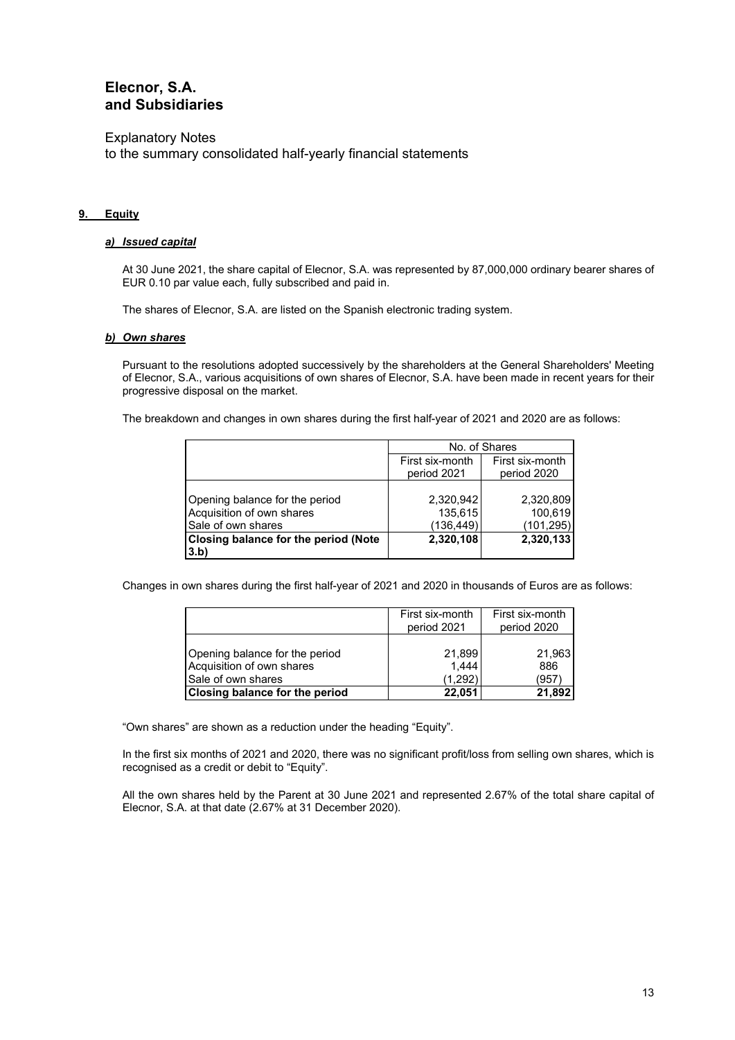## 9. Equity

### *a) Issued capital*

At 30 June 2021, the share capital of Elecnor, S.A. was represented by 87,000,000 ordinary bearer shares of EUR 0.10 par value each, fully subscribed and paid in.

The shares of Elecnor, S.A. are listed on the Spanish electronic trading system.

### *b) Own shares*

Pursuant to the resolutions adopted successively by the shareholders at the General Shareholders' Meeting of Elecnor, S.A., various acquisitions of own shares of Elecnor, S.A. have been made in recent years for their progressive disposal on the market.

The breakdown and changes in own shares during the first half-year of 2021 and 2020 are as follows:

| | No. of Shares | |
|---|---|---|
| | First six-month period 2021 | First six-month period 2020 |
| Opening balance for the period | 2,320,942 | 2,320,809 |
| Acquisition of own shares | 135,615 | 100,619 |
| Sale of own shares | (136,449) | (101,295) |
| **Closing balance for the period (Note 3.b)** | **2,320,108** | **2,320,133** |

Changes in own shares during the first half-year of 2021 and 2020 in thousands of Euros are as follows:

| | First six-month period 2021 | First six-month period 2020 |
|---|---|---|
| Opening balance for the period | 21,899 | 21,963 |
| Acquisition of own shares | 1,444 | 886 |
| Sale of own shares | (1,292) | (957) |
| **Closing balance for the period** | **22,051** | **21,892** |

"Own shares" are shown as a reduction under the heading "Equity".

In the first six months of 2021 and 2020, there was no significant profit/loss from selling own shares, which is recognised as a credit or debit to "Equity".

All the own shares held by the Parent at 30 June 2021 and represented 2.67% of the total share capital of Elecnor, S.A. at that date (2.67% at 31 December 2020).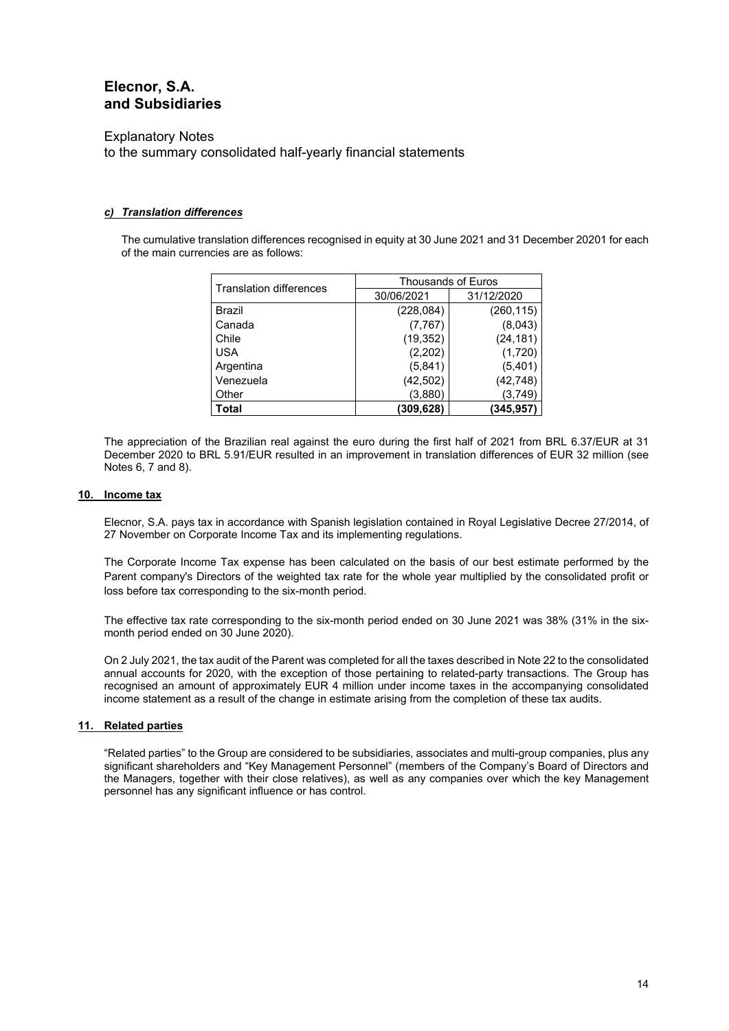#### *c) Translation differences*

The cumulative translation differences recognised in equity at 30 June 2021 and 31 December 20201 for each of the main currencies are as follows:

| Translation differences | Thousands of Euros | |
|---|---|---|
| | 30/06/2021 | 31/12/2020 |
| Brazil | (228,084) | (260,115) |
| Canada | (7,767) | (8,043) |
| Chile | (19,352) | (24,181) |
| USA | (2,202) | (1,720) |
| Argentina | (5,841) | (5,401) |
| Venezuela | (42,502) | (42,748) |
| Other | (3,880) | (3,749) |
| **Total** | **(309,628)** | **(345,957)** |

The appreciation of the Brazilian real against the euro during the first half of 2021 from BRL 6.37/EUR at 31 December 2020 to BRL 5.91/EUR resulted in an improvement in translation differences of EUR 32 million (see Notes 6, 7 and 8).

## 10. Income tax

Elecnor, S.A. pays tax in accordance with Spanish legislation contained in Royal Legislative Decree 27/2014, of 27 November on Corporate Income Tax and its implementing regulations.

The Corporate Income Tax expense has been calculated on the basis of our best estimate performed by the Parent company's Directors of the weighted tax rate for the whole year multiplied by the consolidated profit or loss before tax corresponding to the six-month period.

The effective tax rate corresponding to the six-month period ended on 30 June 2021 was 38% (31% in the six-month period ended on 30 June 2020).

On 2 July 2021, the tax audit of the Parent was completed for all the taxes described in Note 22 to the consolidated annual accounts for 2020, with the exception of those pertaining to related-party transactions. The Group has recognised an amount of approximately EUR 4 million under income taxes in the accompanying consolidated income statement as a result of the change in estimate arising from the completion of these tax audits.

## 11. Related parties

"Related parties" to the Group are considered to be subsidiaries, associates and multi-group companies, plus any significant shareholders and "Key Management Personnel" (members of the Company's Board of Directors and the Managers, together with their close relatives), as well as any companies over which the key Management personnel has any significant influence or has control.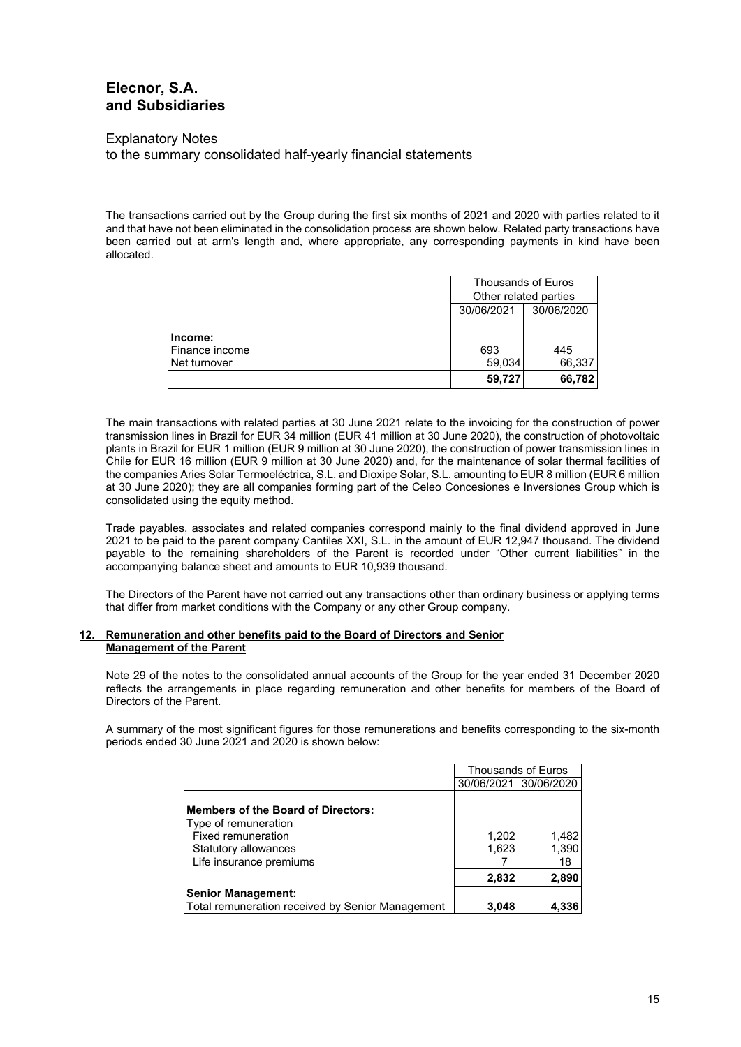The transactions carried out by the Group during the first six months of 2021 and 2020 with parties related to it and that have not been eliminated in the consolidation process are shown below. Related party transactions have been carried out at arm's length and, where appropriate, any corresponding payments in kind have been allocated.

| | Thousands of Euros | |
|---|---|---|
| | Other related parties | |
| | 30/06/2021 | 30/06/2020 |
| **Income:** | | |
| Finance income | 693 | 445 |
| Net turnover | 59,034 | 66,337 |
| | **59,727** | **66,782** |

The main transactions with related parties at 30 June 2021 relate to the invoicing for the construction of power transmission lines in Brazil for EUR 34 million (EUR 41 million at 30 June 2020), the construction of photovoltaic plants in Brazil for EUR 1 million (EUR 9 million at 30 June 2020), the construction of power transmission lines in Chile for EUR 16 million (EUR 9 million at 30 June 2020) and, for the maintenance of solar thermal facilities of the companies Aries Solar Termoeléctrica, S.L. and Dioxipe Solar, S.L. amounting to EUR 8 million (EUR 6 million at 30 June 2020); they are all companies forming part of the Celeo Concesiones e Inversiones Group which is consolidated using the equity method.

Trade payables, associates and related companies correspond mainly to the final dividend approved in June 2021 to be paid to the parent company Cantiles XXI, S.L. in the amount of EUR 12,947 thousand. The dividend payable to the remaining shareholders of the Parent is recorded under "Other current liabilities" in the accompanying balance sheet and amounts to EUR 10,939 thousand.

The Directors of the Parent have not carried out any transactions other than ordinary business or applying terms that differ from market conditions with the Company or any other Group company.

## 12. Remuneration and other benefits paid to the Board of Directors and Senior Management of the Parent

Note 29 of the notes to the consolidated annual accounts of the Group for the year ended 31 December 2020 reflects the arrangements in place regarding remuneration and other benefits for members of the Board of Directors of the Parent.

A summary of the most significant figures for those remunerations and benefits corresponding to the six-month periods ended 30 June 2021 and 2020 is shown below:

| | Thousands of Euros | |
|---|---|---|
| | 30/06/2021 | 30/06/2020 |
| **Members of the Board of Directors:** | | |
| Type of remuneration | | |
| Fixed remuneration | 1,202 | 1,482 |
| Statutory allowances | 1,623 | 1,390 |
| Life insurance premiums | 7 | 18 |
| | **2,832** | **2,890** |
| **Senior Management:** | | |
| Total remuneration received by Senior Management | **3,048** | **4,336** |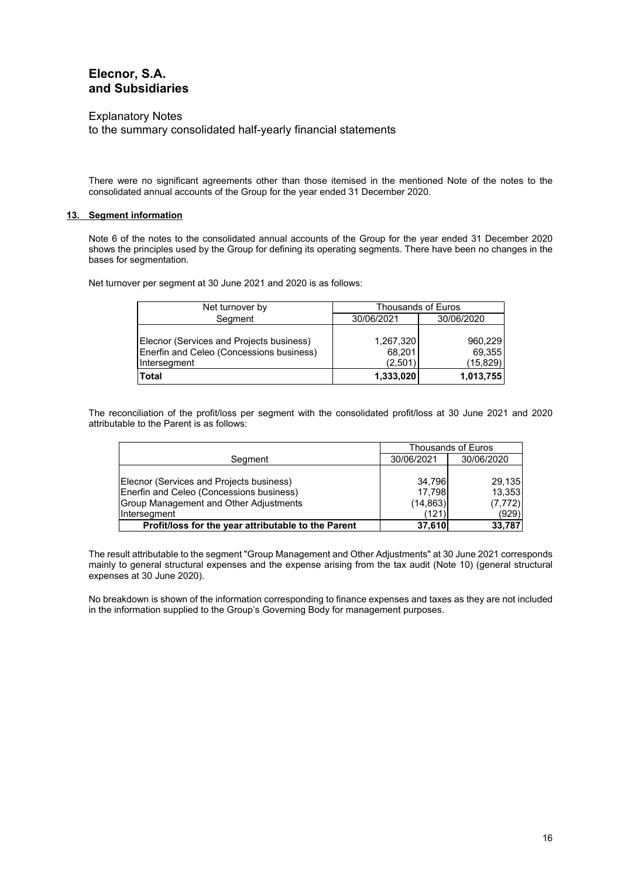There were no significant agreements other than those itemised in the mentioned Note of the notes to the consolidated annual accounts of the Group for the year ended 31 December 2020.

## 13. Segment information

Note 6 of the notes to the consolidated annual accounts of the Group for the year ended 31 December 2020 shows the principles used by the Group for defining its operating segments. There have been no changes in the bases for segmentation.

Net turnover per segment at 30 June 2021 and 2020 is as follows:

| Net turnover by Segment | Thousands of Euros | |
|---|---|---|
| | 30/06/2021 | 30/06/2020 |
| Elecnor (Services and Projects business) | 1,267,320 | 960,229 |
| Enerfin and Celeo (Concessions business) | 68,201 | 69,355 |
| Intersegment | (2,501) | (15,829) |
| **Total** | **1,333,020** | **1,013,755** |

The reconciliation of the profit/loss per segment with the consolidated profit/loss at 30 June 2021 and 2020 attributable to the Parent is as follows:

| Segment | Thousands of Euros | |
|---|---|---|
| | 30/06/2021 | 30/06/2020 |
| Elecnor (Services and Projects business) | 34,796 | 29,135 |
| Enerfin and Celeo (Concessions business) | 17,798 | 13,353 |
| Group Management and Other Adjustments | (14,863) | (7,772) |
| Intersegment | (121) | (929) |
| **Profit/loss for the year attributable to the Parent** | **37,610** | **33,787** |

The result attributable to the segment "Group Management and Other Adjustments" at 30 June 2021 corresponds mainly to general structural expenses and the expense arising from the tax audit (Note 10) (general structural expenses at 30 June 2020).

No breakdown is shown of the information corresponding to finance expenses and taxes as they are not included in the information supplied to the Group's Governing Body for management purposes.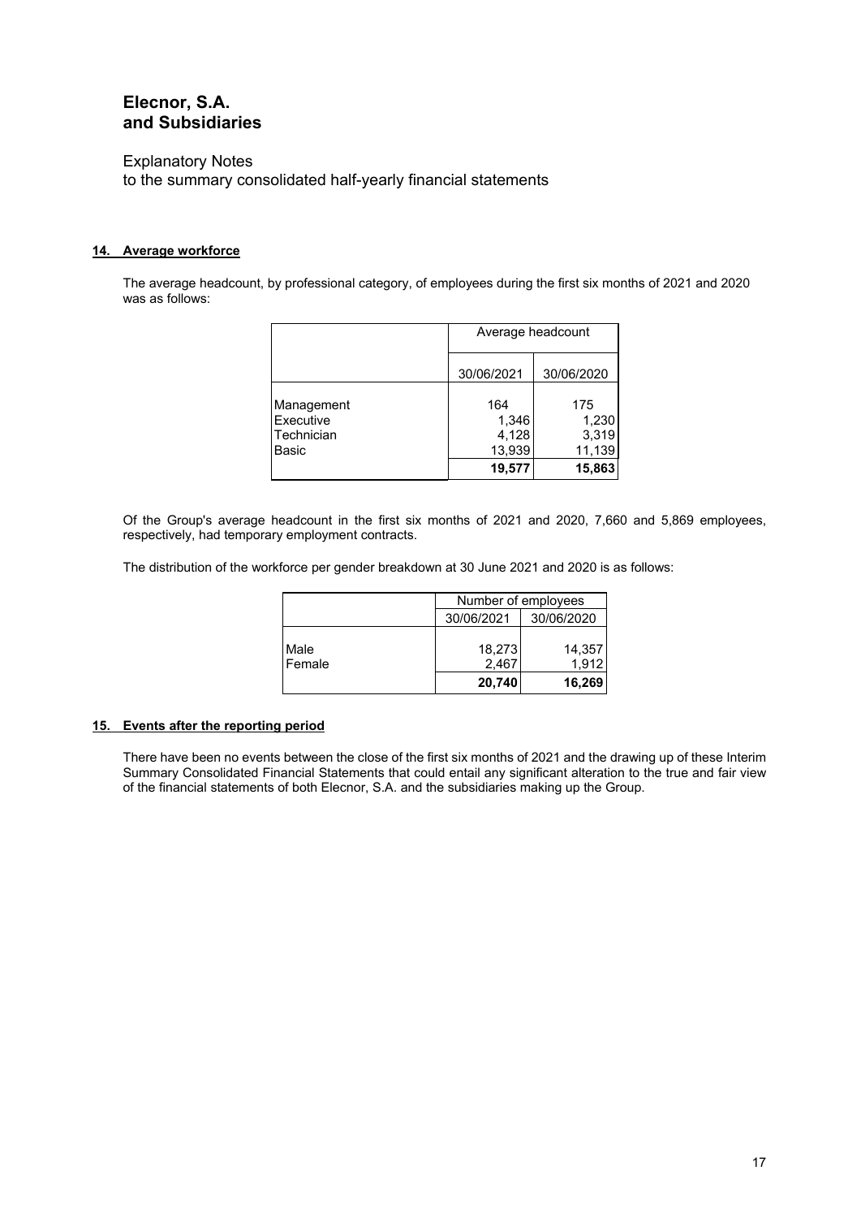# Elecnor, S.A. and Subsidiaries

Explanatory Notes
to the summary consolidated half-yearly financial statements

## 14. Average workforce

The average headcount, by professional category, of employees during the first six months of 2021 and 2020 was as follows:

| | Average headcount | |
|---|---|---|
| | 30/06/2021 | 30/06/2020 |
| Management | 164 | 175 |
| Executive | 1,346 | 1,230 |
| Technician | 4,128 | 3,319 |
| Basic | 13,939 | 11,139 |
| | **19,577** | **15,863** |

Of the Group's average headcount in the first six months of 2021 and 2020, 7,660 and 5,869 employees, respectively, had temporary employment contracts.

The distribution of the workforce per gender breakdown at 30 June 2021 and 2020 is as follows:

| | Number of employees | |
|---|---|---|
| | 30/06/2021 | 30/06/2020 |
| Male | 18,273 | 14,357 |
| Female | 2,467 | 1,912 |
| | **20,740** | **16,269** |

## 15. Events after the reporting period

There have been no events between the close of the first six months of 2021 and the drawing up of these Interim Summary Consolidated Financial Statements that could entail any significant alteration to the true and fair view of the financial statements of both Elecnor, S.A. and the subsidiaries making up the Group.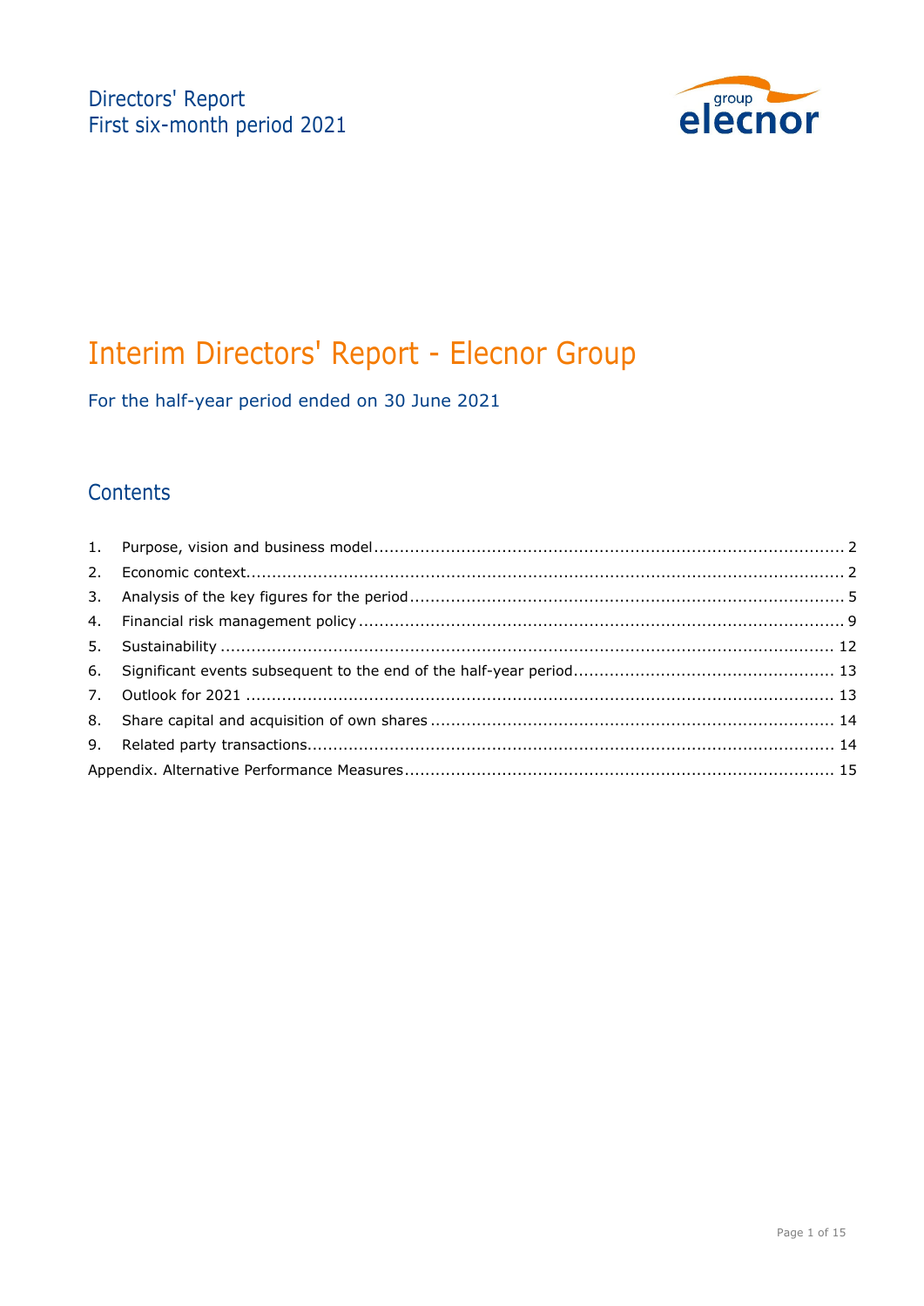Directors' Report
First six-month period 2021

# Interim Directors' Report - Elecnor Group

For the half-year period ended on 30 June 2021

## Contents

| | | |
|---|---|---|
| 1. | Purpose, vision and business model | 2 |
| 2. | Economic context | 2 |
| 3. | Analysis of the key figures for the period | 5 |
| 4. | Financial risk management policy | 9 |
| 5. | Sustainability | 12 |
| 6. | Significant events subsequent to the end of the half-year period | 13 |
| 7. | Outlook for 2021 | 13 |
| 8. | Share capital and acquisition of own shares | 14 |
| 9. | Related party transactions | 14 |
| | Appendix. Alternative Performance Measures | 15 |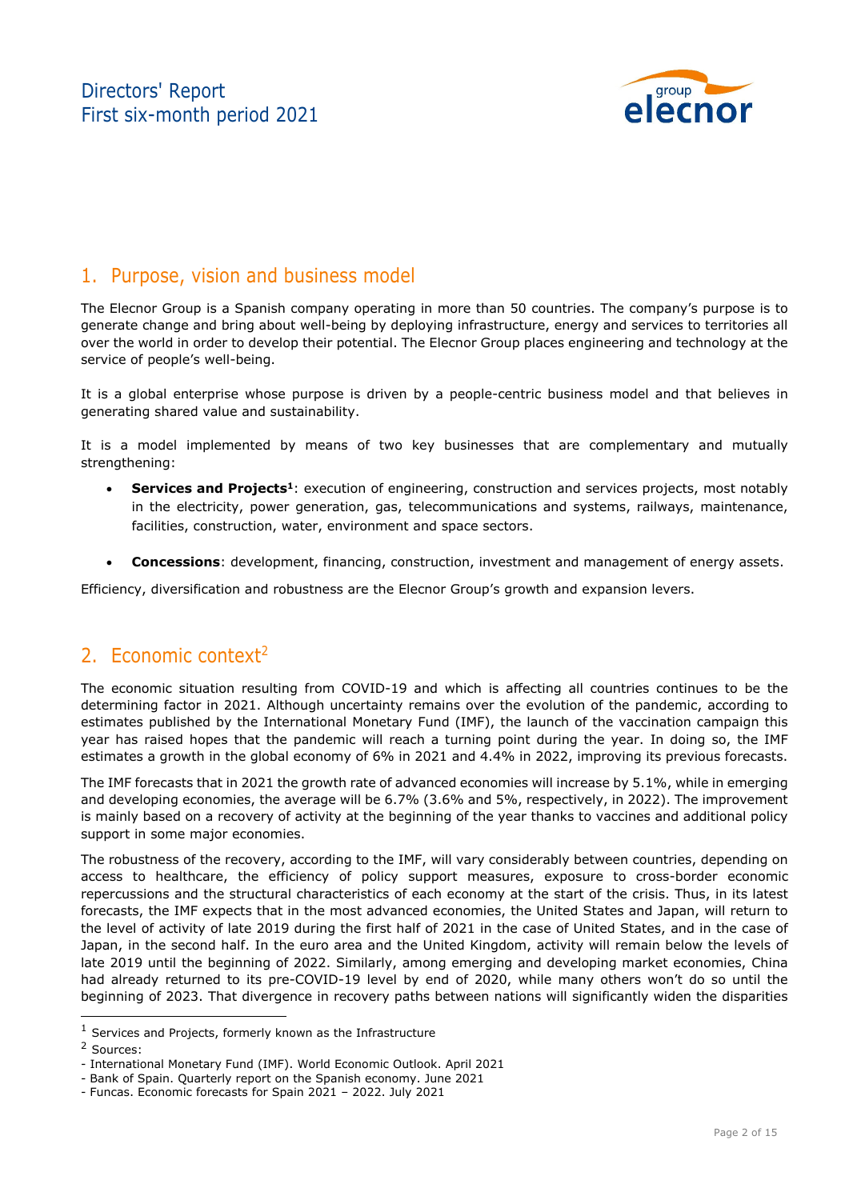## 1. Purpose, vision and business model

The Elecnor Group is a Spanish company operating in more than 50 countries. The company's purpose is to generate change and bring about well-being by deploying infrastructure, energy and services to territories all over the world in order to develop their potential. The Elecnor Group places engineering and technology at the service of people's well-being.

It is a global enterprise whose purpose is driven by a people-centric business model and that believes in generating shared value and sustainability.

It is a model implemented by means of two key businesses that are complementary and mutually strengthening:

- **Services and Projects**[1]: execution of engineering, construction and services projects, most notably in the electricity, power generation, gas, telecommunications and systems, railways, maintenance, facilities, construction, water, environment and space sectors.
- **Concessions**: development, financing, construction, investment and management of energy assets.

Efficiency, diversification and robustness are the Elecnor Group's growth and expansion levers.

## 2. Economic context[2]

The economic situation resulting from COVID-19 and which is affecting all countries continues to be the determining factor in 2021. Although uncertainty remains over the evolution of the pandemic, according to estimates published by the International Monetary Fund (IMF), the launch of the vaccination campaign this year has raised hopes that the pandemic will reach a turning point during the year. In doing so, the IMF estimates a growth in the global economy of 6% in 2021 and 4.4% in 2022, improving its previous forecasts.

The IMF forecasts that in 2021 the growth rate of advanced economies will increase by 5.1%, while in emerging and developing economies, the average will be 6.7% (3.6% and 5%, respectively, in 2022). The improvement is mainly based on a recovery of activity at the beginning of the year thanks to vaccines and additional policy support in some major economies.

The robustness of the recovery, according to the IMF, will vary considerably between countries, depending on access to healthcare, the efficiency of policy support measures, exposure to cross-border economic repercussions and the structural characteristics of each economy at the start of the crisis. Thus, in its latest forecasts, the IMF expects that in the most advanced economies, the United States and Japan, will return to the level of activity of late 2019 during the first half of 2021 in the case of United States, and in the case of Japan, in the second half. In the euro area and the United Kingdom, activity will remain below the levels of late 2019 until the beginning of 2022. Similarly, among emerging and developing market economies, China had already returned to its pre-COVID-19 level by end of 2020, while many others won't do so until the beginning of 2023. That divergence in recovery paths between nations will significantly widen the disparities

---

[1] Services and Projects, formerly known as the Infrastructure

[2] Sources:
- International Monetary Fund (IMF). World Economic Outlook. April 2021
- Bank of Spain. Quarterly report on the Spanish economy. June 2021
- Funcas. Economic forecasts for Spain 2021 – 2022. July 2021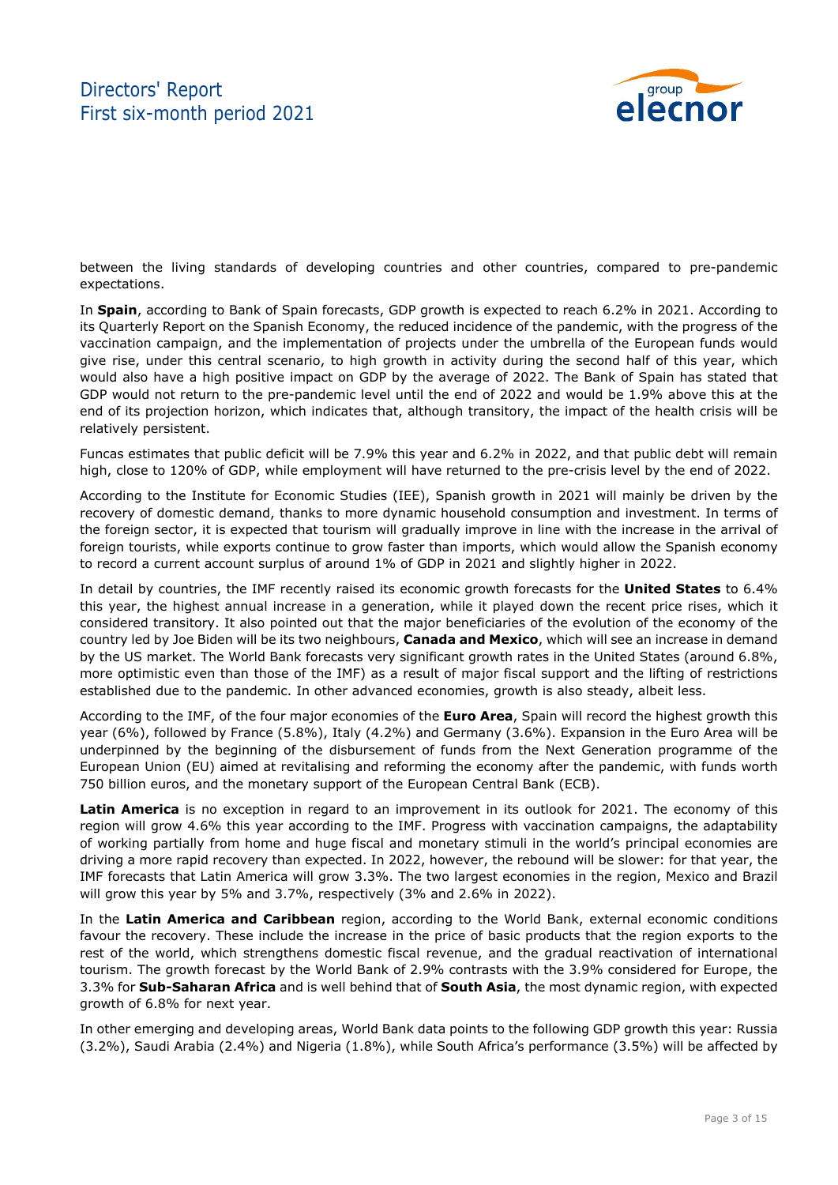between the living standards of developing countries and other countries, compared to pre-pandemic expectations.

In **Spain**, according to Bank of Spain forecasts, GDP growth is expected to reach 6.2% in 2021. According to its Quarterly Report on the Spanish Economy, the reduced incidence of the pandemic, with the progress of the vaccination campaign, and the implementation of projects under the umbrella of the European funds would give rise, under this central scenario, to high growth in activity during the second half of this year, which would also have a high positive impact on GDP by the average of 2022. The Bank of Spain has stated that GDP would not return to the pre-pandemic level until the end of 2022 and would be 1.9% above this at the end of its projection horizon, which indicates that, although transitory, the impact of the health crisis will be relatively persistent.

Funcas estimates that public deficit will be 7.9% this year and 6.2% in 2022, and that public debt will remain high, close to 120% of GDP, while employment will have returned to the pre-crisis level by the end of 2022.

According to the Institute for Economic Studies (IEE), Spanish growth in 2021 will mainly be driven by the recovery of domestic demand, thanks to more dynamic household consumption and investment. In terms of the foreign sector, it is expected that tourism will gradually improve in line with the increase in the arrival of foreign tourists, while exports continue to grow faster than imports, which would allow the Spanish economy to record a current account surplus of around 1% of GDP in 2021 and slightly higher in 2022.

In detail by countries, the IMF recently raised its economic growth forecasts for the **United States** to 6.4% this year, the highest annual increase in a generation, while it played down the recent price rises, which it considered transitory. It also pointed out that the major beneficiaries of the evolution of the economy of the country led by Joe Biden will be its two neighbours, **Canada and Mexico**, which will see an increase in demand by the US market. The World Bank forecasts very significant growth rates in the United States (around 6.8%, more optimistic even than those of the IMF) as a result of major fiscal support and the lifting of restrictions established due to the pandemic. In other advanced economies, growth is also steady, albeit less.

According to the IMF, of the four major economies of the **Euro Area**, Spain will record the highest growth this year (6%), followed by France (5.8%), Italy (4.2%) and Germany (3.6%). Expansion in the Euro Area will be underpinned by the beginning of the disbursement of funds from the Next Generation programme of the European Union (EU) aimed at revitalising and reforming the economy after the pandemic, with funds worth 750 billion euros, and the monetary support of the European Central Bank (ECB).

**Latin America** is no exception in regard to an improvement in its outlook for 2021. The economy of this region will grow 4.6% this year according to the IMF. Progress with vaccination campaigns, the adaptability of working partially from home and huge fiscal and monetary stimuli in the world's principal economies are driving a more rapid recovery than expected. In 2022, however, the rebound will be slower: for that year, the IMF forecasts that Latin America will grow 3.3%. The two largest economies in the region, Mexico and Brazil will grow this year by 5% and 3.7%, respectively (3% and 2.6% in 2022).

In the **Latin America and Caribbean** region, according to the World Bank, external economic conditions favour the recovery. These include the increase in the price of basic products that the region exports to the rest of the world, which strengthens domestic fiscal revenue, and the gradual reactivation of international tourism. The growth forecast by the World Bank of 2.9% contrasts with the 3.9% considered for Europe, the 3.3% for **Sub-Saharan Africa** and is well behind that of **South Asia**, the most dynamic region, with expected growth of 6.8% for next year.

In other emerging and developing areas, World Bank data points to the following GDP growth this year: Russia (3.2%), Saudi Arabia (2.4%) and Nigeria (1.8%), while South Africa's performance (3.5%) will be affected by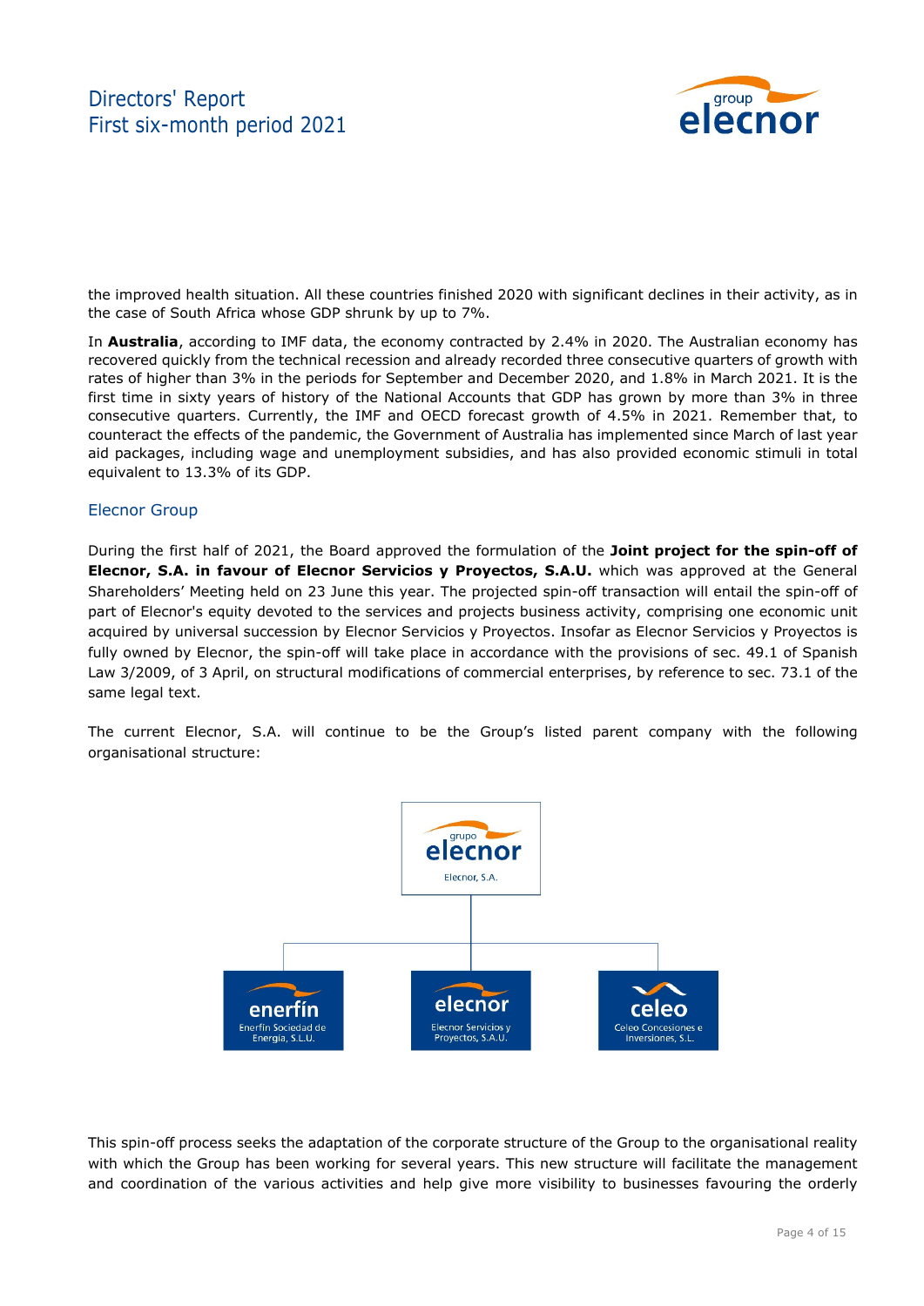the improved health situation. All these countries finished 2020 with significant declines in their activity, as in the case of South Africa whose GDP shrunk by up to 7%.

In **Australia**, according to IMF data, the economy contracted by 2.4% in 2020. The Australian economy has recovered quickly from the technical recession and already recorded three consecutive quarters of growth with rates of higher than 3% in the periods for September and December 2020, and 1.8% in March 2021. It is the first time in sixty years of history of the National Accounts that GDP has grown by more than 3% in three consecutive quarters. Currently, the IMF and OECD forecast growth of 4.5% in 2021. Remember that, to counteract the effects of the pandemic, the Government of Australia has implemented since March of last year aid packages, including wage and unemployment subsidies, and has also provided economic stimuli in total equivalent to 13.3% of its GDP.

## Elecnor Group

During the first half of 2021, the Board approved the formulation of the **Joint project for the spin-off of Elecnor, S.A. in favour of Elecnor Servicios y Proyectos, S.A.U.** which was approved at the General Shareholders' Meeting held on 23 June this year. The projected spin-off transaction will entail the spin-off of part of Elecnor's equity devoted to the services and projects business activity, comprising one economic unit acquired by universal succession by Elecnor Servicios y Proyectos. Insofar as Elecnor Servicios y Proyectos is fully owned by Elecnor, the spin-off will take place in accordance with the provisions of sec. 49.1 of Spanish Law 3/2009, of 3 April, on structural modifications of commercial enterprises, by reference to sec. 73.1 of the same legal text.

The current Elecnor, S.A. will continue to be the Group's listed parent company with the following organisational structure:

grupo elecnor
Elecnor, S.A.

enerfín
Enerfín Sociedad de Energía, S.L.U.

elecnor
Elecnor Servicios y Proyectos, S.A.U.

celeo
Celeo Concesiones e Inversiones, S.L.

This spin-off process seeks the adaptation of the corporate structure of the Group to the organisational reality with which the Group has been working for several years. This new structure will facilitate the management and coordination of the various activities and help give more visibility to businesses favouring the orderly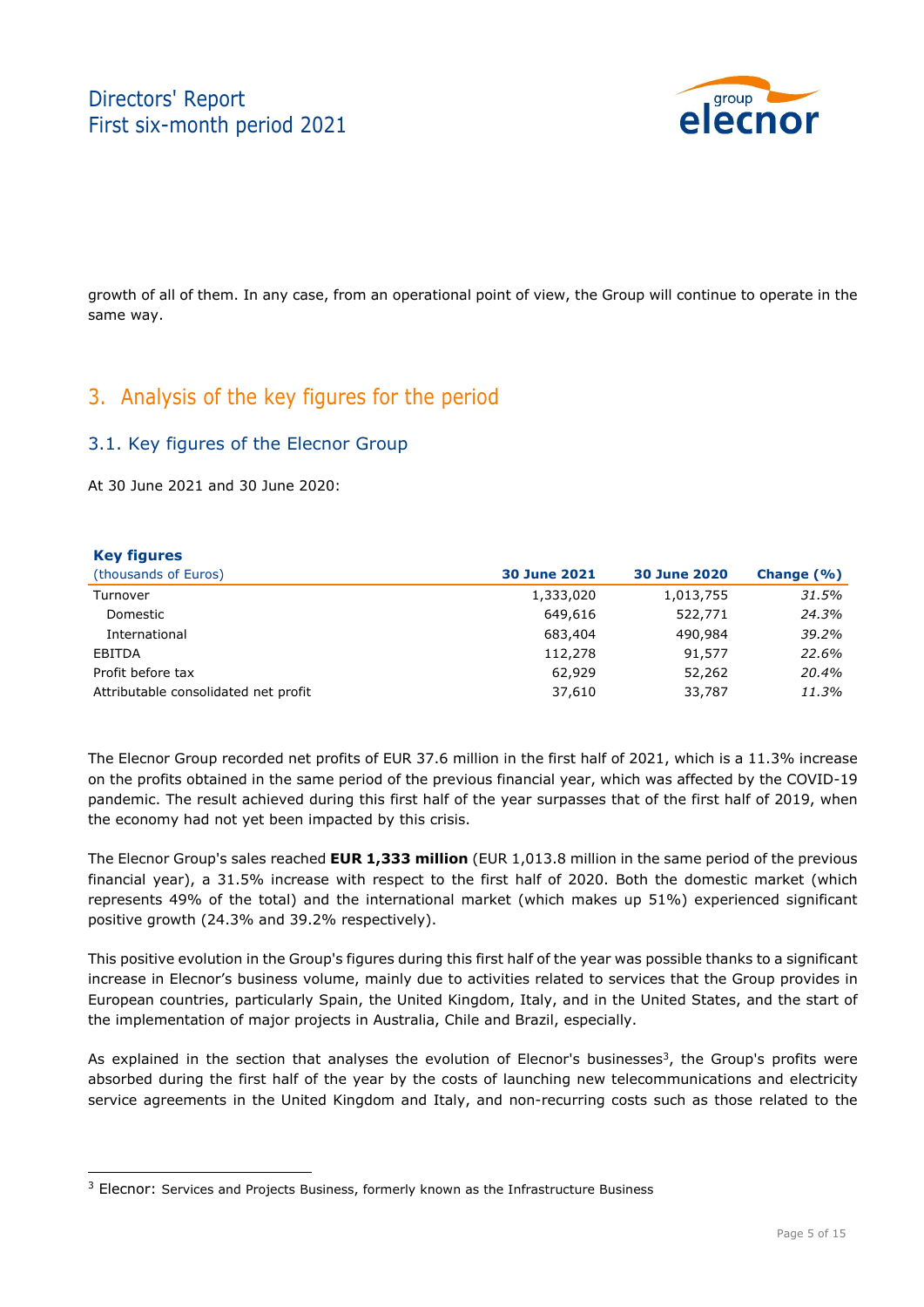growth of all of them. In any case, from an operational point of view, the Group will continue to operate in the same way.

## 3. Analysis of the key figures for the period

### 3.1. Key figures of the Elecnor Group

At 30 June 2021 and 30 June 2020:

**Key figures**

| (thousands of Euros) | 30 June 2021 | 30 June 2020 | Change (%) |
|---|---|---|---|
| Turnover | 1,333,020 | 1,013,755 | *31.5%* |
| Domestic | 649,616 | 522,771 | *24.3%* |
| International | 683,404 | 490,984 | *39.2%* |
| EBITDA | 112,278 | 91,577 | *22.6%* |
| Profit before tax | 62,929 | 52,262 | *20.4%* |
| Attributable consolidated net profit | 37,610 | 33,787 | *11.3%* |

The Elecnor Group recorded net profits of EUR 37.6 million in the first half of 2021, which is a 11.3% increase on the profits obtained in the same period of the previous financial year, which was affected by the COVID-19 pandemic. The result achieved during this first half of the year surpasses that of the first half of 2019, when the economy had not yet been impacted by this crisis.

The Elecnor Group's sales reached **EUR 1,333 million** (EUR 1,013.8 million in the same period of the previous financial year), a 31.5% increase with respect to the first half of 2020. Both the domestic market (which represents 49% of the total) and the international market (which makes up 51%) experienced significant positive growth (24.3% and 39.2% respectively).

This positive evolution in the Group's figures during this first half of the year was possible thanks to a significant increase in Elecnor's business volume, mainly due to activities related to services that the Group provides in European countries, particularly Spain, the United Kingdom, Italy, and in the United States, and the start of the implementation of major projects in Australia, Chile and Brazil, especially.

As explained in the section that analyses the evolution of Elecnor's businesses[3], the Group's profits were absorbed during the first half of the year by the costs of launching new telecommunications and electricity service agreements in the United Kingdom and Italy, and non-recurring costs such as those related to the

[3] Elecnor: Services and Projects Business, formerly known as the Infrastructure Business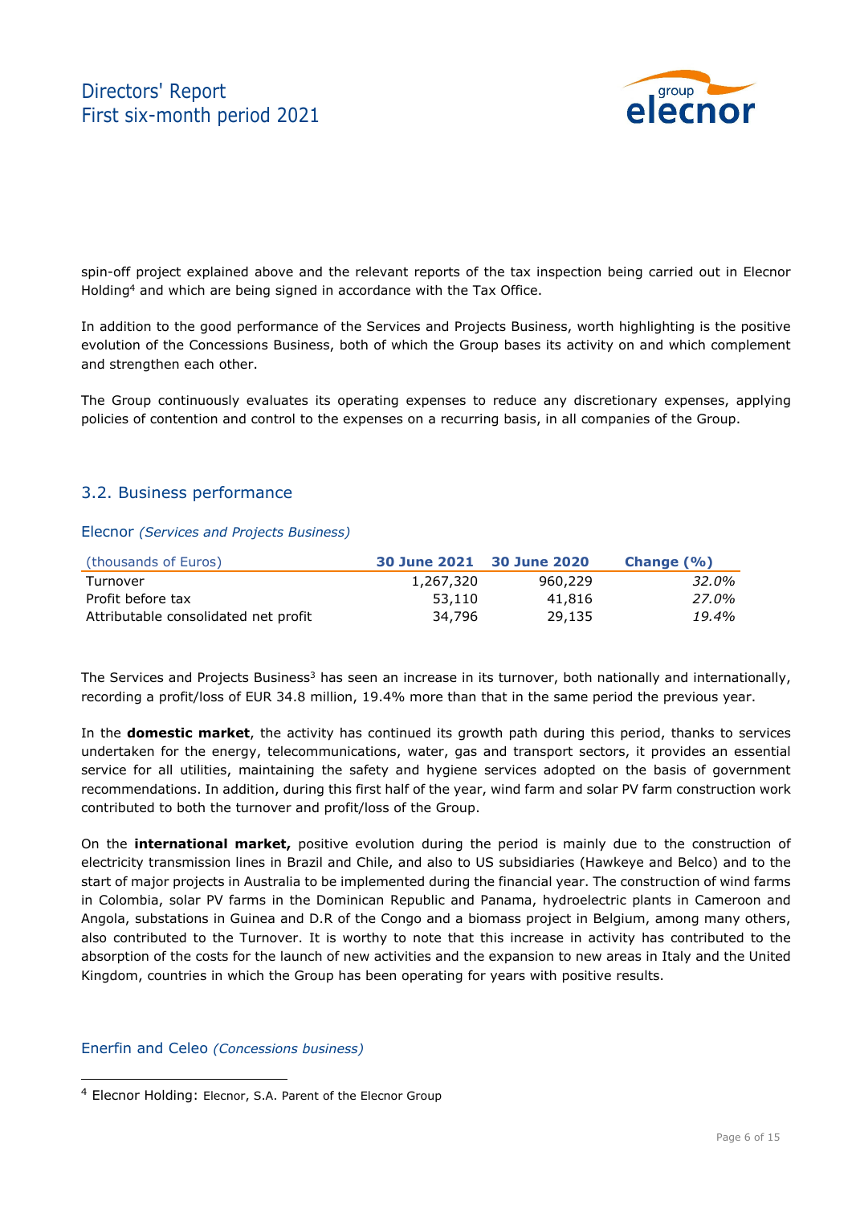spin-off project explained above and the relevant reports of the tax inspection being carried out in Elecnor Holding[4] and which are being signed in accordance with the Tax Office.

In addition to the good performance of the Services and Projects Business, worth highlighting is the positive evolution of the Concessions Business, both of which the Group bases its activity on and which complement and strengthen each other.

The Group continuously evaluates its operating expenses to reduce any discretionary expenses, applying policies of contention and control to the expenses on a recurring basis, in all companies of the Group.

## 3.2. Business performance

### Elecnor *(Services and Projects Business)*

| (thousands of Euros) | 30 June 2021 | 30 June 2020 | Change (%) |
|---|---|---|---|
| Turnover | 1,267,320 | 960,229 | *32.0%* |
| Profit before tax | 53,110 | 41,816 | *27.0%* |
| Attributable consolidated net profit | 34,796 | 29,135 | *19.4%* |

The Services and Projects Business[3] has seen an increase in its turnover, both nationally and internationally, recording a profit/loss of EUR 34.8 million, 19.4% more than that in the same period the previous year.

In the **domestic market**, the activity has continued its growth path during this period, thanks to services undertaken for the energy, telecommunications, water, gas and transport sectors, it provides an essential service for all utilities, maintaining the safety and hygiene services adopted on the basis of government recommendations. In addition, during this first half of the year, wind farm and solar PV farm construction work contributed to both the turnover and profit/loss of the Group.

On the **international market,** positive evolution during the period is mainly due to the construction of electricity transmission lines in Brazil and Chile, and also to US subsidiaries (Hawkeye and Belco) and to the start of major projects in Australia to be implemented during the financial year. The construction of wind farms in Colombia, solar PV farms in the Dominican Republic and Panama, hydroelectric plants in Cameroon and Angola, substations in Guinea and D.R of the Congo and a biomass project in Belgium, among many others, also contributed to the Turnover. It is worthy to note that this increase in activity has contributed to the absorption of the costs for the launch of new activities and the expansion to new areas in Italy and the United Kingdom, countries in which the Group has been operating for years with positive results.

### Enerfin and Celeo *(Concessions business)*

[4] Elecnor Holding: Elecnor, S.A. Parent of the Elecnor Group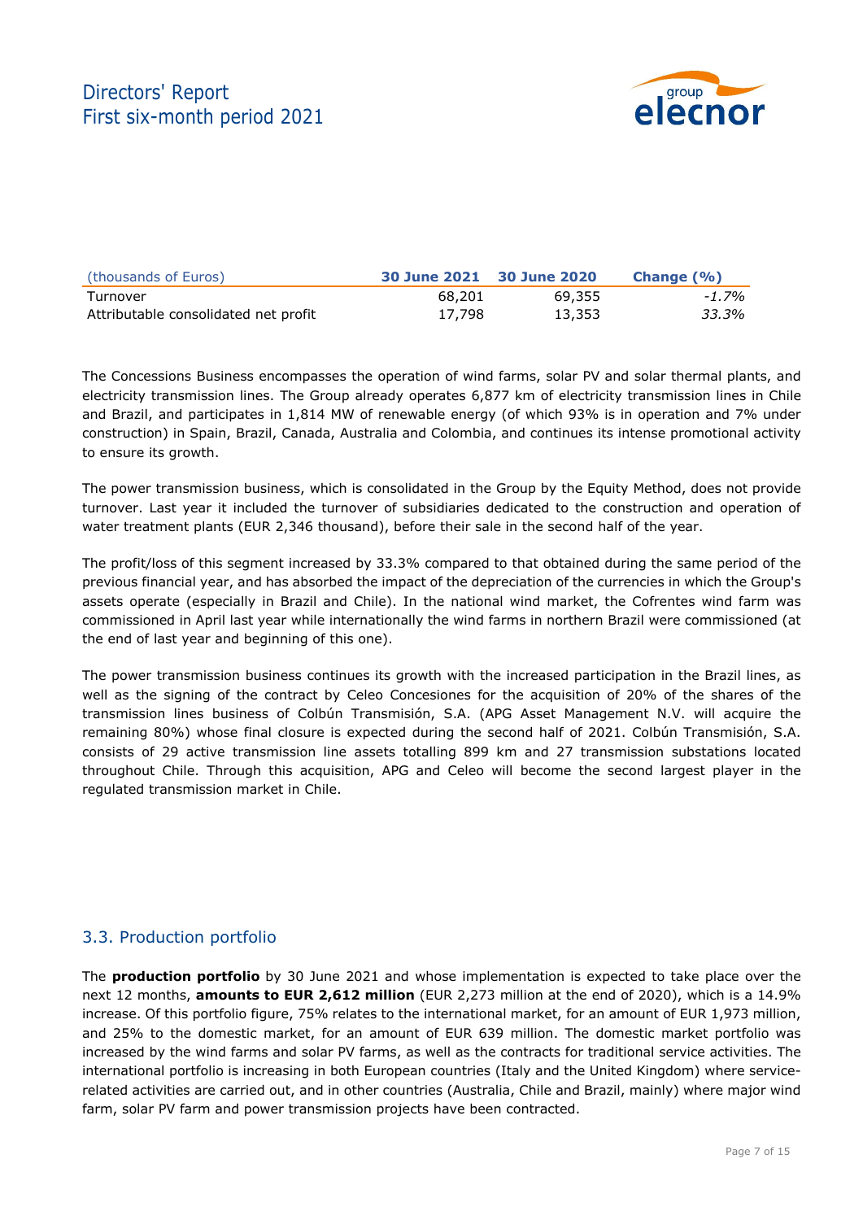| (thousands of Euros) | 30 June 2021 | 30 June 2020 | Change (%) |
| --- | --- | --- | --- |
| Turnover | 68,201 | 69,355 | *-1.7%* |
| Attributable consolidated net profit | 17,798 | 13,353 | *33.3%* |

The Concessions Business encompasses the operation of wind farms, solar PV and solar thermal plants, and electricity transmission lines. The Group already operates 6,877 km of electricity transmission lines in Chile and Brazil, and participates in 1,814 MW of renewable energy (of which 93% is in operation and 7% under construction) in Spain, Brazil, Canada, Australia and Colombia, and continues its intense promotional activity to ensure its growth.

The power transmission business, which is consolidated in the Group by the Equity Method, does not provide turnover. Last year it included the turnover of subsidiaries dedicated to the construction and operation of water treatment plants (EUR 2,346 thousand), before their sale in the second half of the year.

The profit/loss of this segment increased by 33.3% compared to that obtained during the same period of the previous financial year, and has absorbed the impact of the depreciation of the currencies in which the Group's assets operate (especially in Brazil and Chile). In the national wind market, the Cofrentes wind farm was commissioned in April last year while internationally the wind farms in northern Brazil were commissioned (at the end of last year and beginning of this one).

The power transmission business continues its growth with the increased participation in the Brazil lines, as well as the signing of the contract by Celeo Concesiones for the acquisition of 20% of the shares of the transmission lines business of Colbún Transmisión, S.A. (APG Asset Management N.V. will acquire the remaining 80%) whose final closure is expected during the second half of 2021. Colbún Transmisión, S.A. consists of 29 active transmission line assets totalling 899 km and 27 transmission substations located throughout Chile. Through this acquisition, APG and Celeo will become the second largest player in the regulated transmission market in Chile.

## 3.3. Production portfolio

The **production portfolio** by 30 June 2021 and whose implementation is expected to take place over the next 12 months, **amounts to EUR 2,612 million** (EUR 2,273 million at the end of 2020), which is a 14.9% increase. Of this portfolio figure, 75% relates to the international market, for an amount of EUR 1,973 million, and 25% to the domestic market, for an amount of EUR 639 million. The domestic market portfolio was increased by the wind farms and solar PV farms, as well as the contracts for traditional service activities. The international portfolio is increasing in both European countries (Italy and the United Kingdom) where service-related activities are carried out, and in other countries (Australia, Chile and Brazil, mainly) where major wind farm, solar PV farm and power transmission projects have been contracted.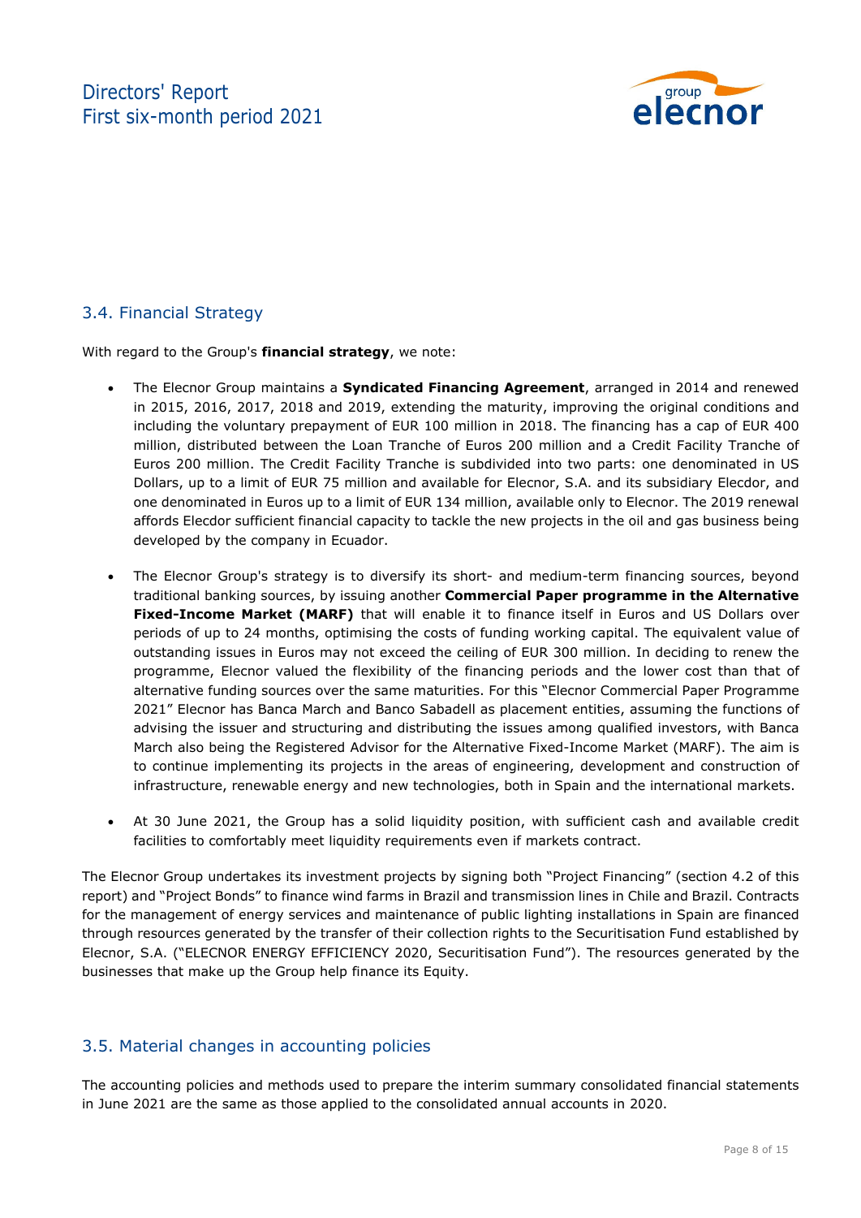## 3.4. Financial Strategy

With regard to the Group's **financial strategy**, we note:

- The Elecnor Group maintains a **Syndicated Financing Agreement**, arranged in 2014 and renewed in 2015, 2016, 2017, 2018 and 2019, extending the maturity, improving the original conditions and including the voluntary prepayment of EUR 100 million in 2018. The financing has a cap of EUR 400 million, distributed between the Loan Tranche of Euros 200 million and a Credit Facility Tranche of Euros 200 million. The Credit Facility Tranche is subdivided into two parts: one denominated in US Dollars, up to a limit of EUR 75 million and available for Elecnor, S.A. and its subsidiary Elecdor, and one denominated in Euros up to a limit of EUR 134 million, available only to Elecnor. The 2019 renewal affords Elecdor sufficient financial capacity to tackle the new projects in the oil and gas business being developed by the company in Ecuador.

- The Elecnor Group's strategy is to diversify its short- and medium-term financing sources, beyond traditional banking sources, by issuing another **Commercial Paper programme in the Alternative Fixed-Income Market (MARF)** that will enable it to finance itself in Euros and US Dollars over periods of up to 24 months, optimising the costs of funding working capital. The equivalent value of outstanding issues in Euros may not exceed the ceiling of EUR 300 million. In deciding to renew the programme, Elecnor valued the flexibility of the financing periods and the lower cost than that of alternative funding sources over the same maturities. For this "Elecnor Commercial Paper Programme 2021" Elecnor has Banca March and Banco Sabadell as placement entities, assuming the functions of advising the issuer and structuring and distributing the issues among qualified investors, with Banca March also being the Registered Advisor for the Alternative Fixed-Income Market (MARF). The aim is to continue implementing its projects in the areas of engineering, development and construction of infrastructure, renewable energy and new technologies, both in Spain and the international markets.

- At 30 June 2021, the Group has a solid liquidity position, with sufficient cash and available credit facilities to comfortably meet liquidity requirements even if markets contract.

The Elecnor Group undertakes its investment projects by signing both "Project Financing" (section 4.2 of this report) and "Project Bonds" to finance wind farms in Brazil and transmission lines in Chile and Brazil. Contracts for the management of energy services and maintenance of public lighting installations in Spain are financed through resources generated by the transfer of their collection rights to the Securitisation Fund established by Elecnor, S.A. ("ELECNOR ENERGY EFFICIENCY 2020, Securitisation Fund"). The resources generated by the businesses that make up the Group help finance its Equity.

## 3.5. Material changes in accounting policies

The accounting policies and methods used to prepare the interim summary consolidated financial statements in June 2021 are the same as those applied to the consolidated annual accounts in 2020.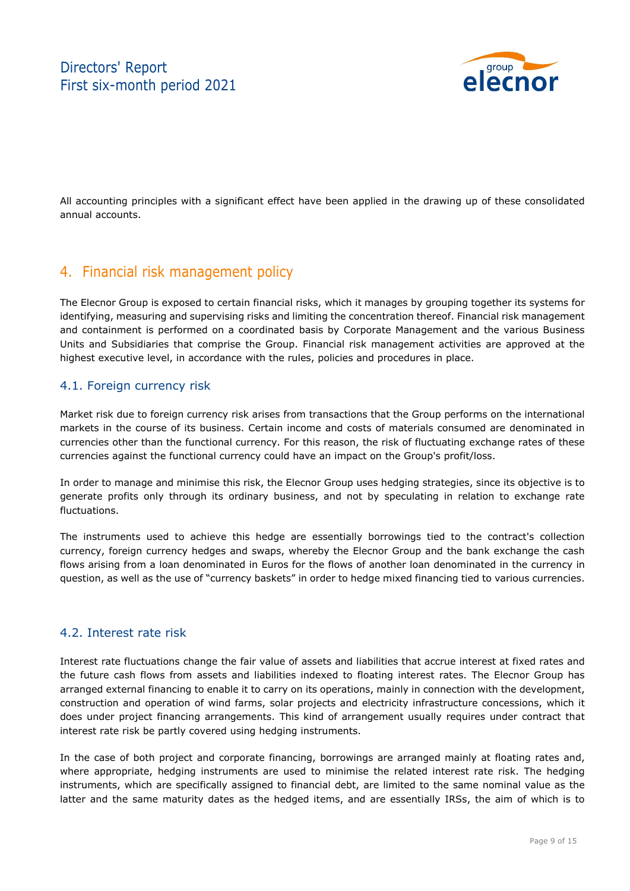All accounting principles with a significant effect have been applied in the drawing up of these consolidated annual accounts.

## 4. Financial risk management policy

The Elecnor Group is exposed to certain financial risks, which it manages by grouping together its systems for identifying, measuring and supervising risks and limiting the concentration thereof. Financial risk management and containment is performed on a coordinated basis by Corporate Management and the various Business Units and Subsidiaries that comprise the Group. Financial risk management activities are approved at the highest executive level, in accordance with the rules, policies and procedures in place.

### 4.1. Foreign currency risk

Market risk due to foreign currency risk arises from transactions that the Group performs on the international markets in the course of its business. Certain income and costs of materials consumed are denominated in currencies other than the functional currency. For this reason, the risk of fluctuating exchange rates of these currencies against the functional currency could have an impact on the Group's profit/loss.

In order to manage and minimise this risk, the Elecnor Group uses hedging strategies, since its objective is to generate profits only through its ordinary business, and not by speculating in relation to exchange rate fluctuations.

The instruments used to achieve this hedge are essentially borrowings tied to the contract's collection currency, foreign currency hedges and swaps, whereby the Elecnor Group and the bank exchange the cash flows arising from a loan denominated in Euros for the flows of another loan denominated in the currency in question, as well as the use of "currency baskets" in order to hedge mixed financing tied to various currencies.

### 4.2. Interest rate risk

Interest rate fluctuations change the fair value of assets and liabilities that accrue interest at fixed rates and the future cash flows from assets and liabilities indexed to floating interest rates. The Elecnor Group has arranged external financing to enable it to carry on its operations, mainly in connection with the development, construction and operation of wind farms, solar projects and electricity infrastructure concessions, which it does under project financing arrangements. This kind of arrangement usually requires under contract that interest rate risk be partly covered using hedging instruments.

In the case of both project and corporate financing, borrowings are arranged mainly at floating rates and, where appropriate, hedging instruments are used to minimise the related interest rate risk. The hedging instruments, which are specifically assigned to financial debt, are limited to the same nominal value as the latter and the same maturity dates as the hedged items, and are essentially IRSs, the aim of which is to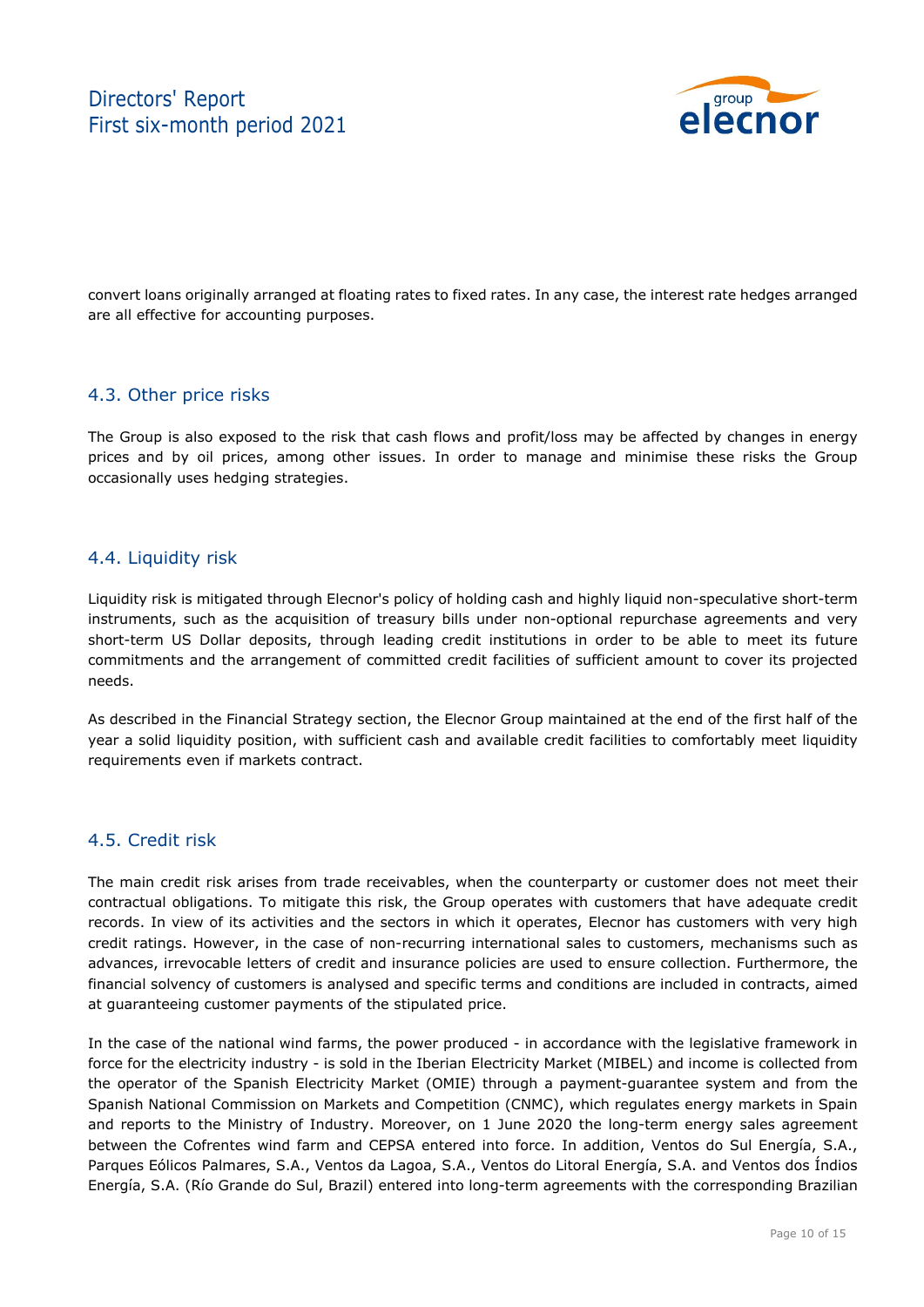convert loans originally arranged at floating rates to fixed rates. In any case, the interest rate hedges arranged are all effective for accounting purposes.

## 4.3. Other price risks

The Group is also exposed to the risk that cash flows and profit/loss may be affected by changes in energy prices and by oil prices, among other issues. In order to manage and minimise these risks the Group occasionally uses hedging strategies.

## 4.4. Liquidity risk

Liquidity risk is mitigated through Elecnor's policy of holding cash and highly liquid non-speculative short-term instruments, such as the acquisition of treasury bills under non-optional repurchase agreements and very short-term US Dollar deposits, through leading credit institutions in order to be able to meet its future commitments and the arrangement of committed credit facilities of sufficient amount to cover its projected needs.

As described in the Financial Strategy section, the Elecnor Group maintained at the end of the first half of the year a solid liquidity position, with sufficient cash and available credit facilities to comfortably meet liquidity requirements even if markets contract.

## 4.5. Credit risk

The main credit risk arises from trade receivables, when the counterparty or customer does not meet their contractual obligations. To mitigate this risk, the Group operates with customers that have adequate credit records. In view of its activities and the sectors in which it operates, Elecnor has customers with very high credit ratings. However, in the case of non-recurring international sales to customers, mechanisms such as advances, irrevocable letters of credit and insurance policies are used to ensure collection. Furthermore, the financial solvency of customers is analysed and specific terms and conditions are included in contracts, aimed at guaranteeing customer payments of the stipulated price.

In the case of the national wind farms, the power produced - in accordance with the legislative framework in force for the electricity industry - is sold in the Iberian Electricity Market (MIBEL) and income is collected from the operator of the Spanish Electricity Market (OMIE) through a payment-guarantee system and from the Spanish National Commission on Markets and Competition (CNMC), which regulates energy markets in Spain and reports to the Ministry of Industry. Moreover, on 1 June 2020 the long-term energy sales agreement between the Cofrentes wind farm and CEPSA entered into force. In addition, Ventos do Sul Energía, S.A., Parques Eólicos Palmares, S.A., Ventos da Lagoa, S.A., Ventos do Litoral Energía, S.A. and Ventos dos Índios Energía, S.A. (Río Grande do Sul, Brazil) entered into long-term agreements with the corresponding Brazilian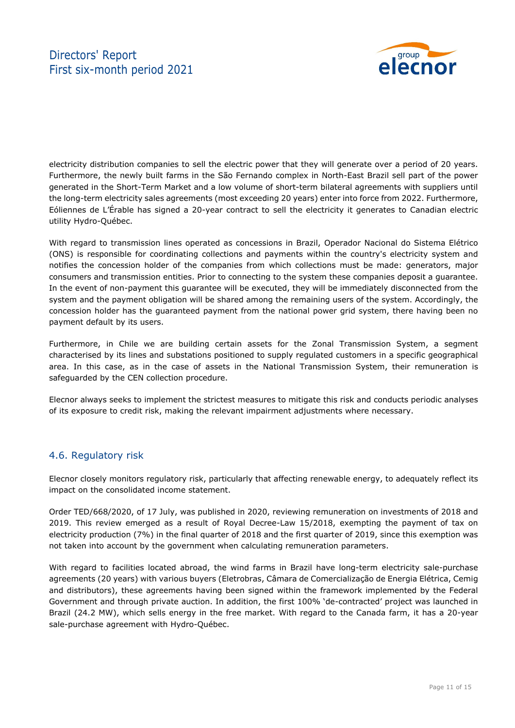electricity distribution companies to sell the electric power that they will generate over a period of 20 years. Furthermore, the newly built farms in the São Fernando complex in North-East Brazil sell part of the power generated in the Short-Term Market and a low volume of short-term bilateral agreements with suppliers until the long-term electricity sales agreements (most exceeding 20 years) enter into force from 2022. Furthermore, Eóliennes de L'Érable has signed a 20-year contract to sell the electricity it generates to Canadian electric utility Hydro-Québec.

With regard to transmission lines operated as concessions in Brazil, Operador Nacional do Sistema Elétrico (ONS) is responsible for coordinating collections and payments within the country's electricity system and notifies the concession holder of the companies from which collections must be made: generators, major consumers and transmission entities. Prior to connecting to the system these companies deposit a guarantee. In the event of non-payment this guarantee will be executed, they will be immediately disconnected from the system and the payment obligation will be shared among the remaining users of the system. Accordingly, the concession holder has the guaranteed payment from the national power grid system, there having been no payment default by its users.

Furthermore, in Chile we are building certain assets for the Zonal Transmission System, a segment characterised by its lines and substations positioned to supply regulated customers in a specific geographical area. In this case, as in the case of assets in the National Transmission System, their remuneration is safeguarded by the CEN collection procedure.

Elecnor always seeks to implement the strictest measures to mitigate this risk and conducts periodic analyses of its exposure to credit risk, making the relevant impairment adjustments where necessary.

## 4.6. Regulatory risk

Elecnor closely monitors regulatory risk, particularly that affecting renewable energy, to adequately reflect its impact on the consolidated income statement.

Order TED/668/2020, of 17 July, was published in 2020, reviewing remuneration on investments of 2018 and 2019. This review emerged as a result of Royal Decree-Law 15/2018, exempting the payment of tax on electricity production (7%) in the final quarter of 2018 and the first quarter of 2019, since this exemption was not taken into account by the government when calculating remuneration parameters.

With regard to facilities located abroad, the wind farms in Brazil have long-term electricity sale-purchase agreements (20 years) with various buyers (Eletrobras, Câmara de Comercialização de Energia Elétrica, Cemig and distributors), these agreements having been signed within the framework implemented by the Federal Government and through private auction. In addition, the first 100% 'de-contracted' project was launched in Brazil (24.2 MW), which sells energy in the free market. With regard to the Canada farm, it has a 20-year sale-purchase agreement with Hydro-Québec.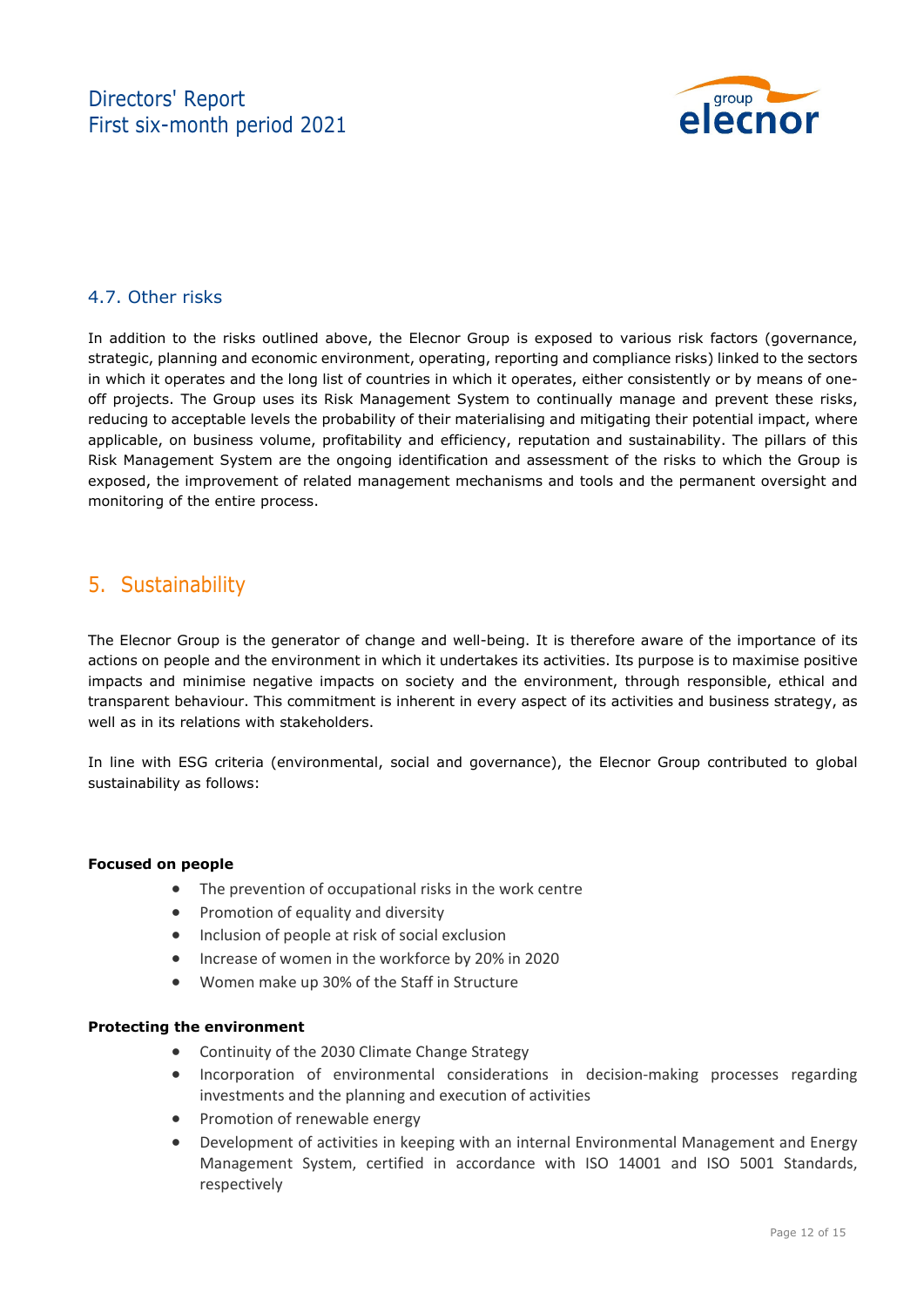### 4.7. Other risks

In addition to the risks outlined above, the Elecnor Group is exposed to various risk factors (governance, strategic, planning and economic environment, operating, reporting and compliance risks) linked to the sectors in which it operates and the long list of countries in which it operates, either consistently or by means of one-off projects. The Group uses its Risk Management System to continually manage and prevent these risks, reducing to acceptable levels the probability of their materialising and mitigating their potential impact, where applicable, on business volume, profitability and efficiency, reputation and sustainability. The pillars of this Risk Management System are the ongoing identification and assessment of the risks to which the Group is exposed, the improvement of related management mechanisms and tools and the permanent oversight and monitoring of the entire process.

## 5. Sustainability

The Elecnor Group is the generator of change and well-being. It is therefore aware of the importance of its actions on people and the environment in which it undertakes its activities. Its purpose is to maximise positive impacts and minimise negative impacts on society and the environment, through responsible, ethical and transparent behaviour. This commitment is inherent in every aspect of its activities and business strategy, as well as in its relations with stakeholders.

In line with ESG criteria (environmental, social and governance), the Elecnor Group contributed to global sustainability as follows:

**Focused on people**

- The prevention of occupational risks in the work centre
- Promotion of equality and diversity
- Inclusion of people at risk of social exclusion
- Increase of women in the workforce by 20% in 2020
- Women make up 30% of the Staff in Structure

**Protecting the environment**

- Continuity of the 2030 Climate Change Strategy
- Incorporation of environmental considerations in decision-making processes regarding investments and the planning and execution of activities
- Promotion of renewable energy
- Development of activities in keeping with an internal Environmental Management and Energy Management System, certified in accordance with ISO 14001 and ISO 5001 Standards, respectively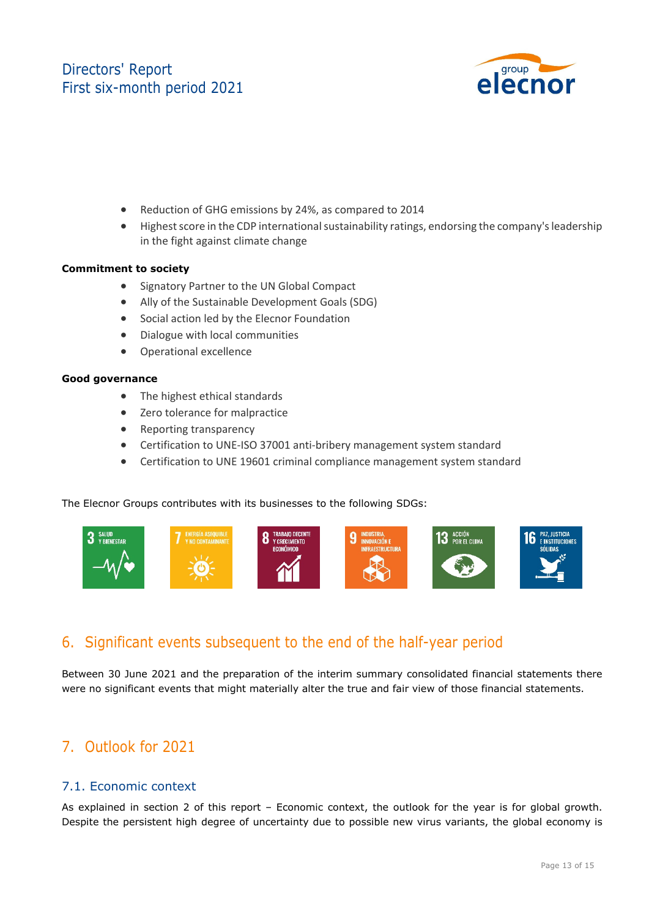- Reduction of GHG emissions by 24%, as compared to 2014
- Highest score in the CDP international sustainability ratings, endorsing the company's leadership in the fight against climate change

**Commitment to society**

- Signatory Partner to the UN Global Compact
- Ally of the Sustainable Development Goals (SDG)
- Social action led by the Elecnor Foundation
- Dialogue with local communities
- Operational excellence

**Good governance**

- The highest ethical standards
- Zero tolerance for malpractice
- Reporting transparency
- Certification to UNE-ISO 37001 anti-bribery management system standard
- Certification to UNE 19601 criminal compliance management system standard

The Elecnor Groups contributes with its businesses to the following SDGs:

3 SALUD Y BIENESTAR | 7 ENERGÍA ASEQUIBLE Y NO CONTAMINANTE | 8 TRABAJO DECENTE Y CRECIMIENTO ECONÓMICO | 9 INDUSTRIA, INNOVACIÓN E INFRAESTRUCTURA | 13 ACCIÓN POR EL CLIMA | 16 PAZ, JUSTICIA E INSTITUCIONES SÓLIDAS

## 6. Significant events subsequent to the end of the half-year period

Between 30 June 2021 and the preparation of the interim summary consolidated financial statements there were no significant events that might materially alter the true and fair view of those financial statements.

## 7. Outlook for 2021

### 7.1. Economic context

As explained in section 2 of this report – Economic context, the outlook for the year is for global growth. Despite the persistent high degree of uncertainty due to possible new virus variants, the global economy is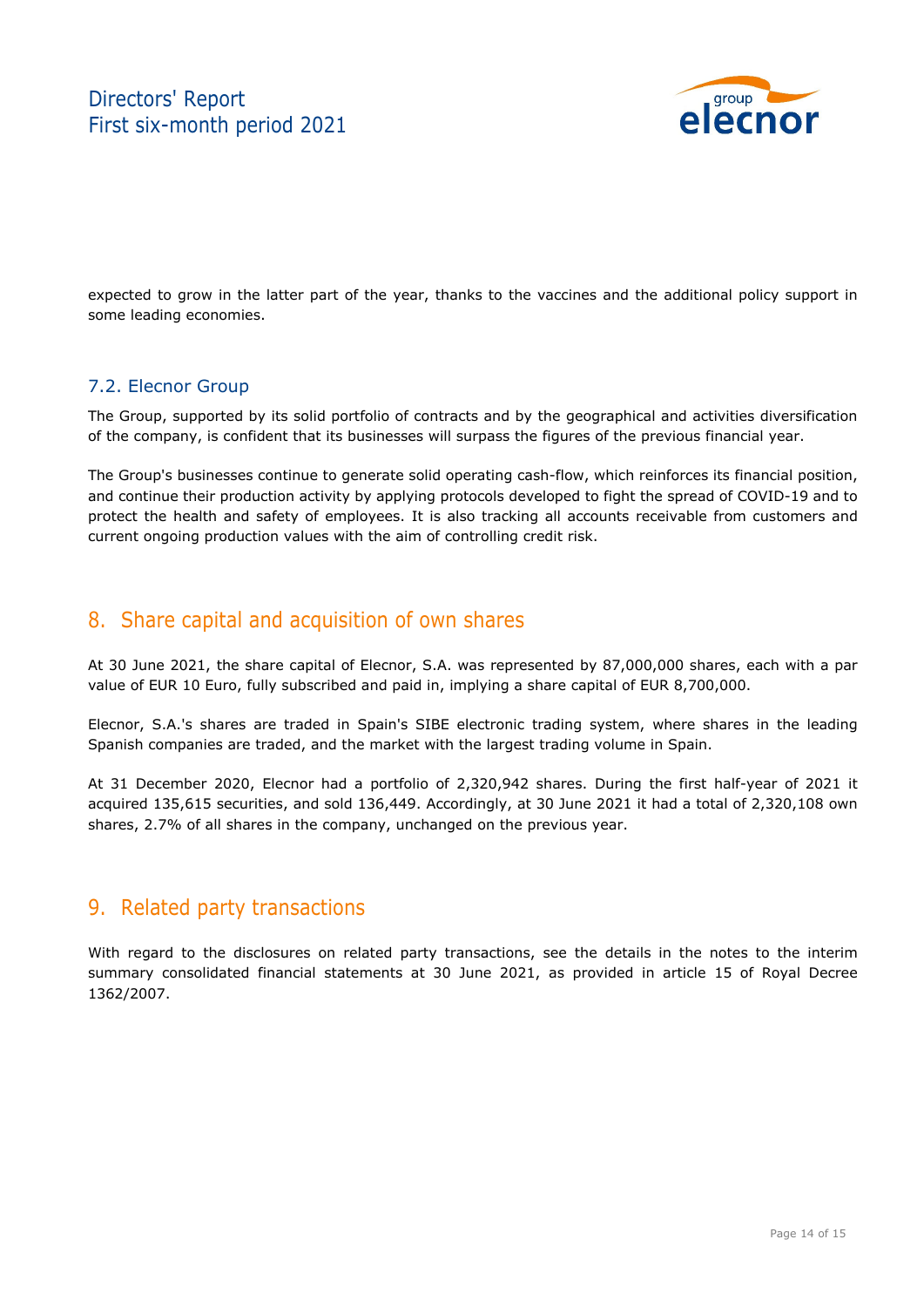expected to grow in the latter part of the year, thanks to the vaccines and the additional policy support in some leading economies.

### 7.2. Elecnor Group

The Group, supported by its solid portfolio of contracts and by the geographical and activities diversification of the company, is confident that its businesses will surpass the figures of the previous financial year.

The Group's businesses continue to generate solid operating cash-flow, which reinforces its financial position, and continue their production activity by applying protocols developed to fight the spread of COVID-19 and to protect the health and safety of employees. It is also tracking all accounts receivable from customers and current ongoing production values with the aim of controlling credit risk.

## 8. Share capital and acquisition of own shares

At 30 June 2021, the share capital of Elecnor, S.A. was represented by 87,000,000 shares, each with a par value of EUR 10 Euro, fully subscribed and paid in, implying a share capital of EUR 8,700,000.

Elecnor, S.A.'s shares are traded in Spain's SIBE electronic trading system, where shares in the leading Spanish companies are traded, and the market with the largest trading volume in Spain.

At 31 December 2020, Elecnor had a portfolio of 2,320,942 shares. During the first half-year of 2021 it acquired 135,615 securities, and sold 136,449. Accordingly, at 30 June 2021 it had a total of 2,320,108 own shares, 2.7% of all shares in the company, unchanged on the previous year.

## 9. Related party transactions

With regard to the disclosures on related party transactions, see the details in the notes to the interim summary consolidated financial statements at 30 June 2021, as provided in article 15 of Royal Decree 1362/2007.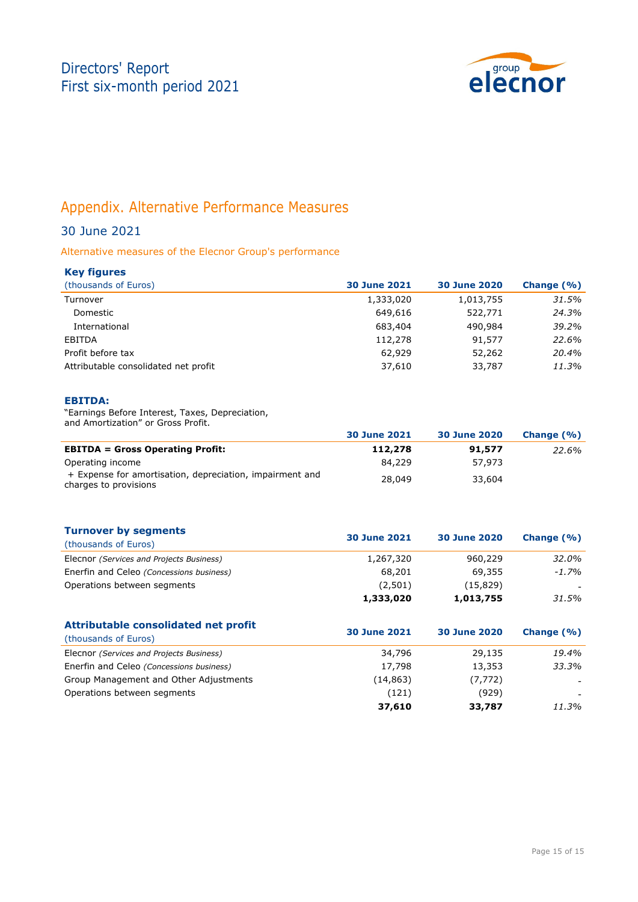# Appendix. Alternative Performance Measures

## 30 June 2021

### Alternative measures of the Elecnor Group's performance

**Key figures**

| (thousands of Euros) | 30 June 2021 | 30 June 2020 | Change (%) |
|---|---|---|---|
| Turnover | 1,333,020 | 1,013,755 | *31.5%* |
| Domestic | 649,616 | 522,771 | *24.3%* |
| International | 683,404 | 490,984 | *39.2%* |
| EBITDA | 112,278 | 91,577 | *22.6%* |
| Profit before tax | 62,929 | 52,262 | *20.4%* |
| Attributable consolidated net profit | 37,610 | 33,787 | *11.3%* |

**EBITDA:**

"Earnings Before Interest, Taxes, Depreciation, and Amortization" or Gross Profit.

| | 30 June 2021 | 30 June 2020 | Change (%) |
|---|---|---|---|
| **EBITDA = Gross Operating Profit:** | **112,278** | **91,577** | *22.6%* |
| Operating income | 84,229 | 57,973 | |
| + Expense for amortisation, depreciation, impairment and charges to provisions | 28,049 | 33,604 | |

**Turnover by segments**

| (thousands of Euros) | 30 June 2021 | 30 June 2020 | Change (%) |
|---|---|---|---|
| Elecnor *(Services and Projects Business)* | 1,267,320 | 960,229 | *32.0%* |
| Enerfin and Celeo *(Concessions business)* | 68,201 | 69,355 | *-1.7%* |
| Operations between segments | (2,501) | (15,829) | - |
| | **1,333,020** | **1,013,755** | *31.5%* |

**Attributable consolidated net profit**

| (thousands of Euros) | 30 June 2021 | 30 June 2020 | Change (%) |
|---|---|---|---|
| Elecnor *(Services and Projects Business)* | 34,796 | 29,135 | *19.4%* |
| Enerfin and Celeo *(Concessions business)* | 17,798 | 13,353 | *33.3%* |
| Group Management and Other Adjustments | (14,863) | (7,772) | - |
| Operations between segments | (121) | (929) | - |
| | **37,610** | **33,787** | *11.3%* |